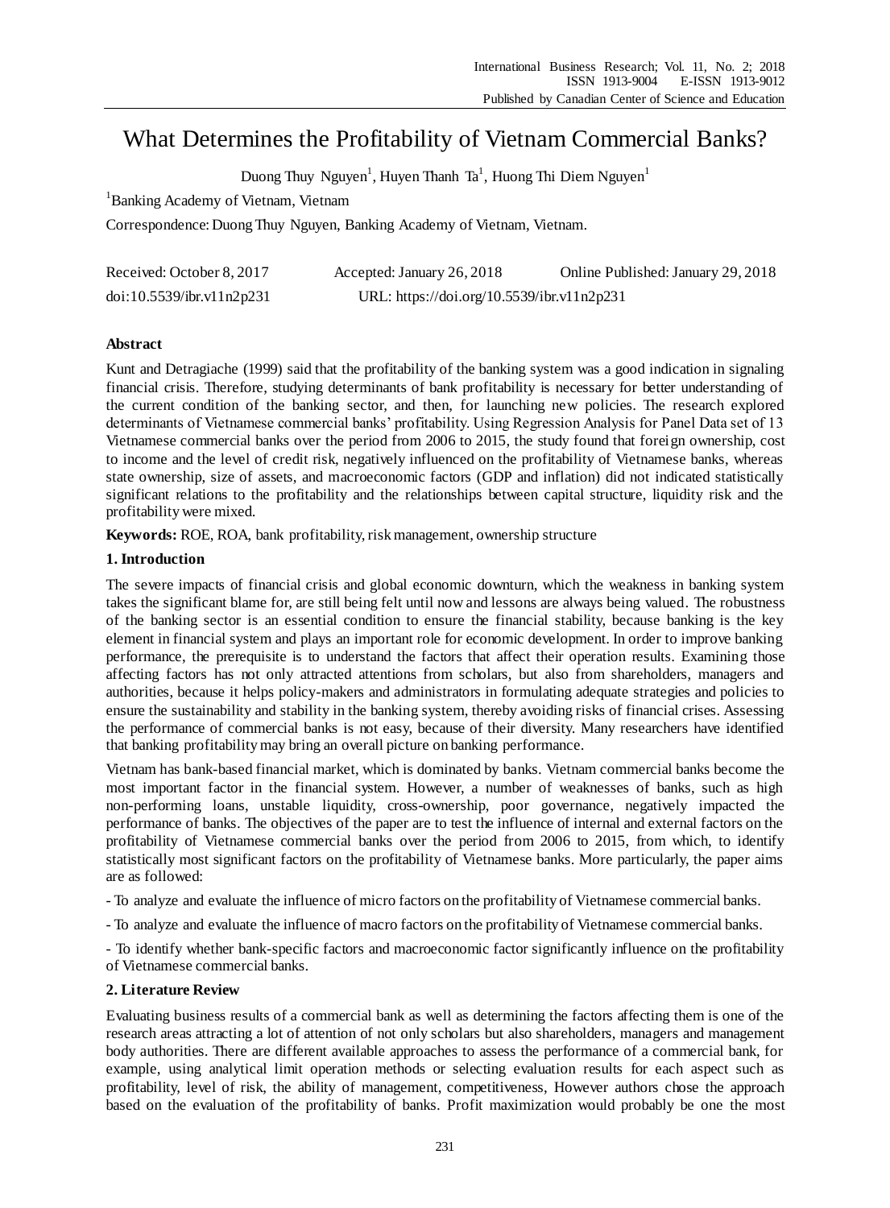# What Determines the Profitability of Vietnam Commercial Banks?

Duong Thuy Nguyen[1], Huyen Thanh Ta[1], Huong Thi Diem Nguyen[1]

[1]Banking Academy of Vietnam, Vietnam

Correspondence: Duong Thuy Nguyen, Banking Academy of Vietnam, Vietnam.

| | | |
|---|---|---|
| Received: October 8, 2017 | Accepted: January 26, 2018 | Online Published: January 29, 2018 |
| doi:10.5539/ibr.v11n2p231 | URL: https://doi.org/10.5539/ibr.v11n2p231 | |

**Abstract**

Kunt and Detragiache (1999) said that the profitability of the banking system was a good indication in signaling financial crisis. Therefore, studying determinants of bank profitability is necessary for better understanding of the current condition of the banking sector, and then, for launching new policies. The research explored determinants of Vietnamese commercial banks' profitability. Using Regression Analysis for Panel Data set of 13 Vietnamese commercial banks over the period from 2006 to 2015, the study found that foreign ownership, cost to income and the level of credit risk, negatively influenced on the profitability of Vietnamese banks, whereas state ownership, size of assets, and macroeconomic factors (GDP and inflation) did not indicated statistically significant relations to the profitability and the relationships between capital structure, liquidity risk and the profitability were mixed.

**Keywords:** ROE, ROA, bank profitability, risk management, ownership structure

## 1. Introduction

The severe impacts of financial crisis and global economic downturn, which the weakness in banking system takes the significant blame for, are still being felt until now and lessons are always being valued. The robustness of the banking sector is an essential condition to ensure the financial stability, because banking is the key element in financial system and plays an important role for economic development. In order to improve banking performance, the prerequisite is to understand the factors that affect their operation results. Examining those affecting factors has not only attracted attentions from scholars, but also from shareholders, managers and authorities, because it helps policy-makers and administrators in formulating adequate strategies and policies to ensure the sustainability and stability in the banking system, thereby avoiding risks of financial crises. Assessing the performance of commercial banks is not easy, because of their diversity. Many researchers have identified that banking profitability may bring an overall picture on banking performance.

Vietnam has bank-based financial market, which is dominated by banks. Vietnam commercial banks become the most important factor in the financial system. However, a number of weaknesses of banks, such as high non-performing loans, unstable liquidity, cross-ownership, poor governance, negatively impacted the performance of banks. The objectives of the paper are to test the influence of internal and external factors on the profitability of Vietnamese commercial banks over the period from 2006 to 2015, from which, to identify statistically most significant factors on the profitability of Vietnamese banks. More particularly, the paper aims are as followed:

- To analyze and evaluate the influence of micro factors on the profitability of Vietnamese commercial banks.

- To analyze and evaluate the influence of macro factors on the profitability of Vietnamese commercial banks.

- To identify whether bank-specific factors and macroeconomic factor significantly influence on the profitability of Vietnamese commercial banks.

## 2. Literature Review

Evaluating business results of a commercial bank as well as determining the factors affecting them is one of the research areas attracting a lot of attention of not only scholars but also shareholders, managers and management body authorities. There are different available approaches to assess the performance of a commercial bank, for example, using analytical limit operation methods or selecting evaluation results for each aspect such as profitability, level of risk, the ability of management, competitiveness, However authors chose the approach based on the evaluation of the profitability of banks. Profit maximization would probably be one the most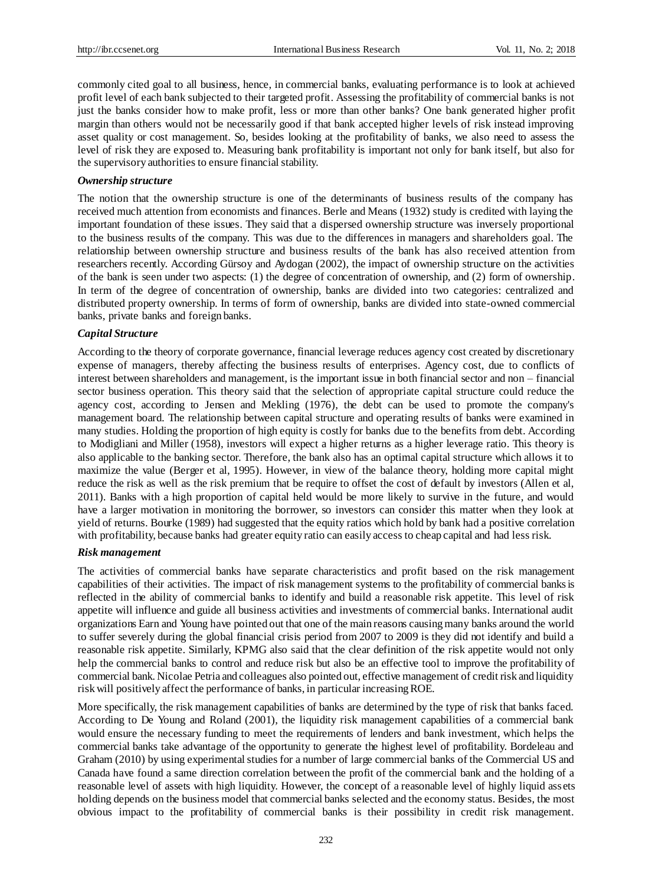commonly cited goal to all business, hence, in commercial banks, evaluating performance is to look at achieved profit level of each bank subjected to their targeted profit. Assessing the profitability of commercial banks is not just the banks consider how to make profit, less or more than other banks? One bank generated higher profit margin than others would not be necessarily good if that bank accepted higher levels of risk instead improving asset quality or cost management. So, besides looking at the profitability of banks, we also need to assess the level of risk they are exposed to. Measuring bank profitability is important not only for bank itself, but also for the supervisory authorities to ensure financial stability.

### *Ownership structure*

The notion that the ownership structure is one of the determinants of business results of the company has received much attention from economists and finances. Berle and Means (1932) study is credited with laying the important foundation of these issues. They said that a dispersed ownership structure was inversely proportional to the business results of the company. This was due to the differences in managers and shareholders goal. The relationship between ownership structure and business results of the bank has also received attention from researchers recently. According Gürsoy and Aydogan (2002), the impact of ownership structure on the activities of the bank is seen under two aspects: (1) the degree of concentration of ownership, and (2) form of ownership. In term of the degree of concentration of ownership, banks are divided into two categories: centralized and distributed property ownership. In terms of form of ownership, banks are divided into state-owned commercial banks, private banks and foreign banks.

### *Capital Structure*

According to the theory of corporate governance, financial leverage reduces agency cost created by discretionary expense of managers, thereby affecting the business results of enterprises. Agency cost, due to conflicts of interest between shareholders and management, is the important issue in both financial sector and non – financial sector business operation. This theory said that the selection of appropriate capital structure could reduce the agency cost, according to Jensen and Mekling (1976), the debt can be used to promote the company's management board. The relationship between capital structure and operating results of banks were examined in many studies. Holding the proportion of high equity is costly for banks due to the benefits from debt. According to Modigliani and Miller (1958), investors will expect a higher returns as a higher leverage ratio. This theory is also applicable to the banking sector. Therefore, the bank also has an optimal capital structure which allows it to maximize the value (Berger et al, 1995). However, in view of the balance theory, holding more capital might reduce the risk as well as the risk premium that be require to offset the cost of default by investors (Allen et al, 2011). Banks with a high proportion of capital held would be more likely to survive in the future, and would have a larger motivation in monitoring the borrower, so investors can consider this matter when they look at yield of returns. Bourke (1989) had suggested that the equity ratios which hold by bank had a positive correlation with profitability, because banks had greater equity ratio can easily access to cheap capital and had less risk.

### *Risk management*

The activities of commercial banks have separate characteristics and profit based on the risk management capabilities of their activities. The impact of risk management systems to the profitability of commercial banks is reflected in the ability of commercial banks to identify and build a reasonable risk appetite. This level of risk appetite will influence and guide all business activities and investments of commercial banks. International audit organizations Earn and Young have pointed out that one of the main reasons causing many banks around the world to suffer severely during the global financial crisis period from 2007 to 2009 is they did not identify and build a reasonable risk appetite. Similarly, KPMG also said that the clear definition of the risk appetite would not only help the commercial banks to control and reduce risk but also be an effective tool to improve the profitability of commercial bank. Nicolae Petria and colleagues also pointed out, effective management of credit risk and liquidity risk will positively affect the performance of banks, in particular increasing ROE.

More specifically, the risk management capabilities of banks are determined by the type of risk that banks faced. According to De Young and Roland (2001), the liquidity risk management capabilities of a commercial bank would ensure the necessary funding to meet the requirements of lenders and bank investment, which helps the commercial banks take advantage of the opportunity to generate the highest level of profitability. Bordeleau and Graham (2010) by using experimental studies for a number of large commercial banks of the Commercial US and Canada have found a same direction correlation between the profit of the commercial bank and the holding of a reasonable level of assets with high liquidity. However, the concept of a reasonable level of highly liquid assets holding depends on the business model that commercial banks selected and the economy status. Besides, the most obvious impact to the profitability of commercial banks is their possibility in credit risk management.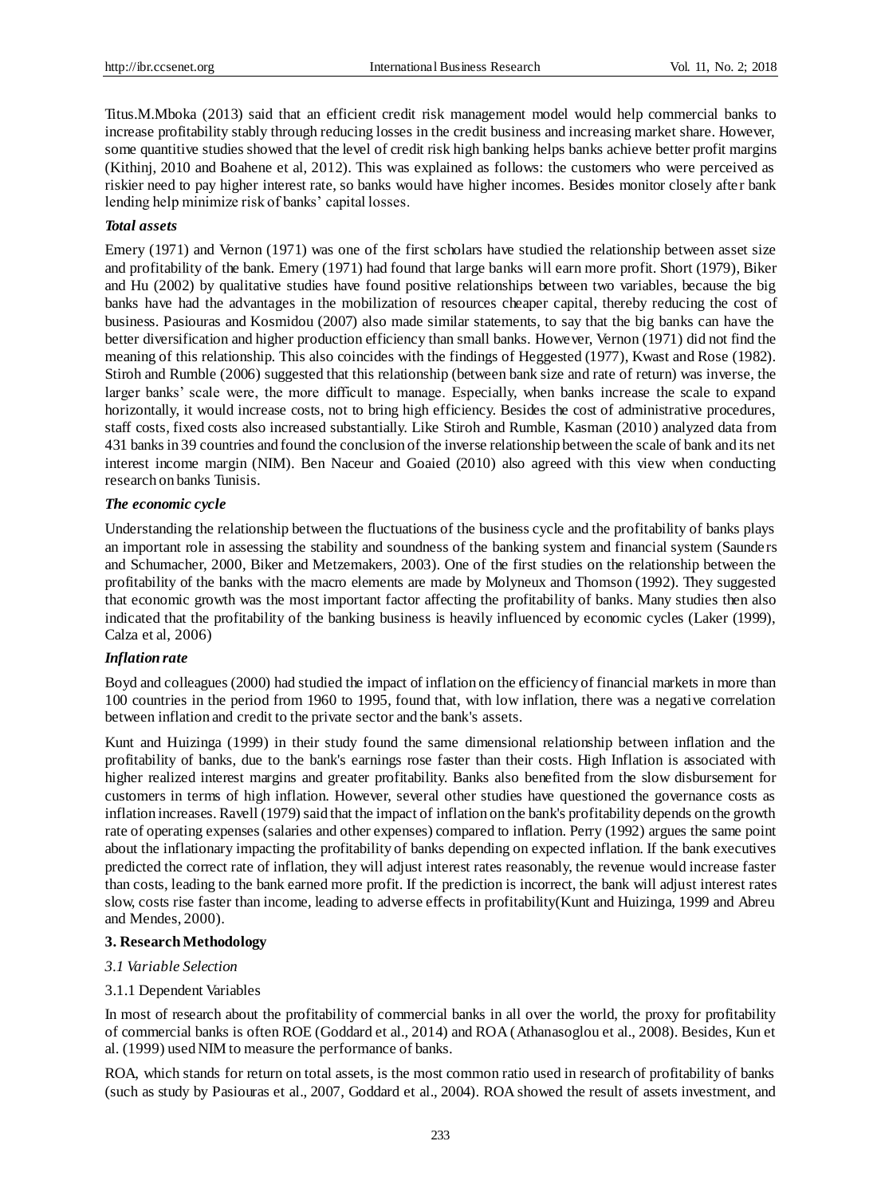Titus.M.Mboka (2013) said that an efficient credit risk management model would help commercial banks to increase profitability stably through reducing losses in the credit business and increasing market share. However, some quantitive studies showed that the level of credit risk high banking helps banks achieve better profit margins (Kithinj, 2010 and Boahene et al, 2012). This was explained as follows: the customers who were perceived as riskier need to pay higher interest rate, so banks would have higher incomes. Besides monitor closely after bank lending help minimize risk of banks' capital losses.

***Total assets***

Emery (1971) and Vernon (1971) was one of the first scholars have studied the relationship between asset size and profitability of the bank. Emery (1971) had found that large banks will earn more profit. Short (1979), Biker and Hu (2002) by qualitative studies have found positive relationships between two variables, because the big banks have had the advantages in the mobilization of resources cheaper capital, thereby reducing the cost of business. Pasiouras and Kosmidou (2007) also made similar statements, to say that the big banks can have the better diversification and higher production efficiency than small banks. However, Vernon (1971) did not find the meaning of this relationship. This also coincides with the findings of Heggested (1977), Kwast and Rose (1982). Stiroh and Rumble (2006) suggested that this relationship (between bank size and rate of return) was inverse, the larger banks' scale were, the more difficult to manage. Especially, when banks increase the scale to expand horizontally, it would increase costs, not to bring high efficiency. Besides the cost of administrative procedures, staff costs, fixed costs also increased substantially. Like Stiroh and Rumble, Kasman (2010) analyzed data from 431 banks in 39 countries and found the conclusion of the inverse relationship between the scale of bank and its net interest income margin (NIM). Ben Naceur and Goaied (2010) also agreed with this view when conducting research on banks Tunisis.

***The economic cycle***

Understanding the relationship between the fluctuations of the business cycle and the profitability of banks plays an important role in assessing the stability and soundness of the banking system and financial system (Saunders and Schumacher, 2000, Biker and Metzemakers, 2003). One of the first studies on the relationship between the profitability of the banks with the macro elements are made by Molyneux and Thomson (1992). They suggested that economic growth was the most important factor affecting the profitability of banks. Many studies then also indicated that the profitability of the banking business is heavily influenced by economic cycles (Laker (1999), Calza et al, 2006)

***Inflation rate***

Boyd and colleagues (2000) had studied the impact of inflation on the efficiency of financial markets in more than 100 countries in the period from 1960 to 1995, found that, with low inflation, there was a negative correlation between inflation and credit to the private sector and the bank's assets.

Kunt and Huizinga (1999) in their study found the same dimensional relationship between inflation and the profitability of banks, due to the bank's earnings rose faster than their costs. High Inflation is associated with higher realized interest margins and greater profitability. Banks also benefited from the slow disbursement for customers in terms of high inflation. However, several other studies have questioned the governance costs as inflation increases. Ravell (1979) said that the impact of inflation on the bank's profitability depends on the growth rate of operating expenses (salaries and other expenses) compared to inflation. Perry (1992) argues the same point about the inflationary impacting the profitability of banks depending on expected inflation. If the bank executives predicted the correct rate of inflation, they will adjust interest rates reasonably, the revenue would increase faster than costs, leading to the bank earned more profit. If the prediction is incorrect, the bank will adjust interest rates slow, costs rise faster than income, leading to adverse effects in profitability(Kunt and Huizinga, 1999 and Abreu and Mendes, 2000).

## 3. Research Methodology

### *3.1 Variable Selection*

#### 3.1.1 Dependent Variables

In most of research about the profitability of commercial banks in all over the world, the proxy for profitability of commercial banks is often ROE (Goddard et al., 2014) and ROA (Athanasoglou et al., 2008). Besides, Kun et al. (1999) used NIM to measure the performance of banks.

ROA, which stands for return on total assets, is the most common ratio used in research of profitability of banks (such as study by Pasiouras et al., 2007, Goddard et al., 2004). ROA showed the result of assets investment, and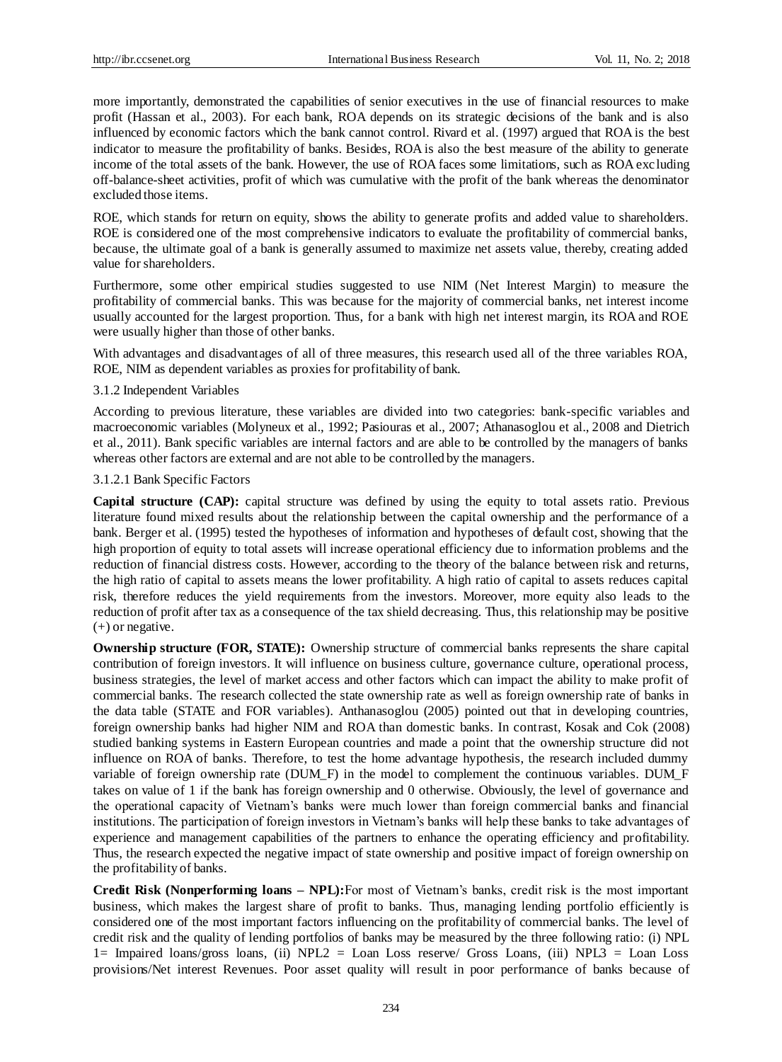more importantly, demonstrated the capabilities of senior executives in the use of financial resources to make profit (Hassan et al., 2003). For each bank, ROA depends on its strategic decisions of the bank and is also influenced by economic factors which the bank cannot control. Rivard et al. (1997) argued that ROA is the best indicator to measure the profitability of banks. Besides, ROA is also the best measure of the ability to generate income of the total assets of the bank. However, the use of ROA faces some limitations, such as ROA excluding off-balance-sheet activities, profit of which was cumulative with the profit of the bank whereas the denominator excluded those items.

ROE, which stands for return on equity, shows the ability to generate profits and added value to shareholders. ROE is considered one of the most comprehensive indicators to evaluate the profitability of commercial banks, because, the ultimate goal of a bank is generally assumed to maximize net assets value, thereby, creating added value for shareholders.

Furthermore, some other empirical studies suggested to use NIM (Net Interest Margin) to measure the profitability of commercial banks. This was because for the majority of commercial banks, net interest income usually accounted for the largest proportion. Thus, for a bank with high net interest margin, its ROA and ROE were usually higher than those of other banks.

With advantages and disadvantages of all of three measures, this research used all of the three variables ROA, ROE, NIM as dependent variables as proxies for profitability of bank.

#### 3.1.2 Independent Variables

According to previous literature, these variables are divided into two categories: bank-specific variables and macroeconomic variables (Molyneux et al., 1992; Pasiouras et al., 2007; Athanasoglou et al., 2008 and Dietrich et al., 2011). Bank specific variables are internal factors and are able to be controlled by the managers of banks whereas other factors are external and are not able to be controlled by the managers.

##### 3.1.2.1 Bank Specific Factors

**Capital structure (CAP):** capital structure was defined by using the equity to total assets ratio. Previous literature found mixed results about the relationship between the capital ownership and the performance of a bank. Berger et al. (1995) tested the hypotheses of information and hypotheses of default cost, showing that the high proportion of equity to total assets will increase operational efficiency due to information problems and the reduction of financial distress costs. However, according to the theory of the balance between risk and returns, the high ratio of capital to assets means the lower profitability. A high ratio of capital to assets reduces capital risk, therefore reduces the yield requirements from the investors. Moreover, more equity also leads to the reduction of profit after tax as a consequence of the tax shield decreasing. Thus, this relationship may be positive (+) or negative.

**Ownership structure (FOR, STATE):** Ownership structure of commercial banks represents the share capital contribution of foreign investors. It will influence on business culture, governance culture, operational process, business strategies, the level of market access and other factors which can impact the ability to make profit of commercial banks. The research collected the state ownership rate as well as foreign ownership rate of banks in the data table (STATE and FOR variables). Anthanasoglou (2005) pointed out that in developing countries, foreign ownership banks had higher NIM and ROA than domestic banks. In contrast, Kosak and Cok (2008) studied banking systems in Eastern European countries and made a point that the ownership structure did not influence on ROA of banks. Therefore, to test the home advantage hypothesis, the research included dummy variable of foreign ownership rate (DUM_F) in the model to complement the continuous variables. DUM_F takes on value of 1 if the bank has foreign ownership and 0 otherwise. Obviously, the level of governance and the operational capacity of Vietnam's banks were much lower than foreign commercial banks and financial institutions. The participation of foreign investors in Vietnam's banks will help these banks to take advantages of experience and management capabilities of the partners to enhance the operating efficiency and profitability. Thus, the research expected the negative impact of state ownership and positive impact of foreign ownership on the profitability of banks.

**Credit Risk (Nonperforming loans – NPL):** For most of Vietnam's banks, credit risk is the most important business, which makes the largest share of profit to banks. Thus, managing lending portfolio efficiently is considered one of the most important factors influencing on the profitability of commercial banks. The level of credit risk and the quality of lending portfolios of banks may be measured by the three following ratio: (i) NPL 1= Impaired loans/gross loans, (ii) NPL2 = Loan Loss reserve/ Gross Loans, (iii) NPL3 = Loan Loss provisions/Net interest Revenues. Poor asset quality will result in poor performance of banks because of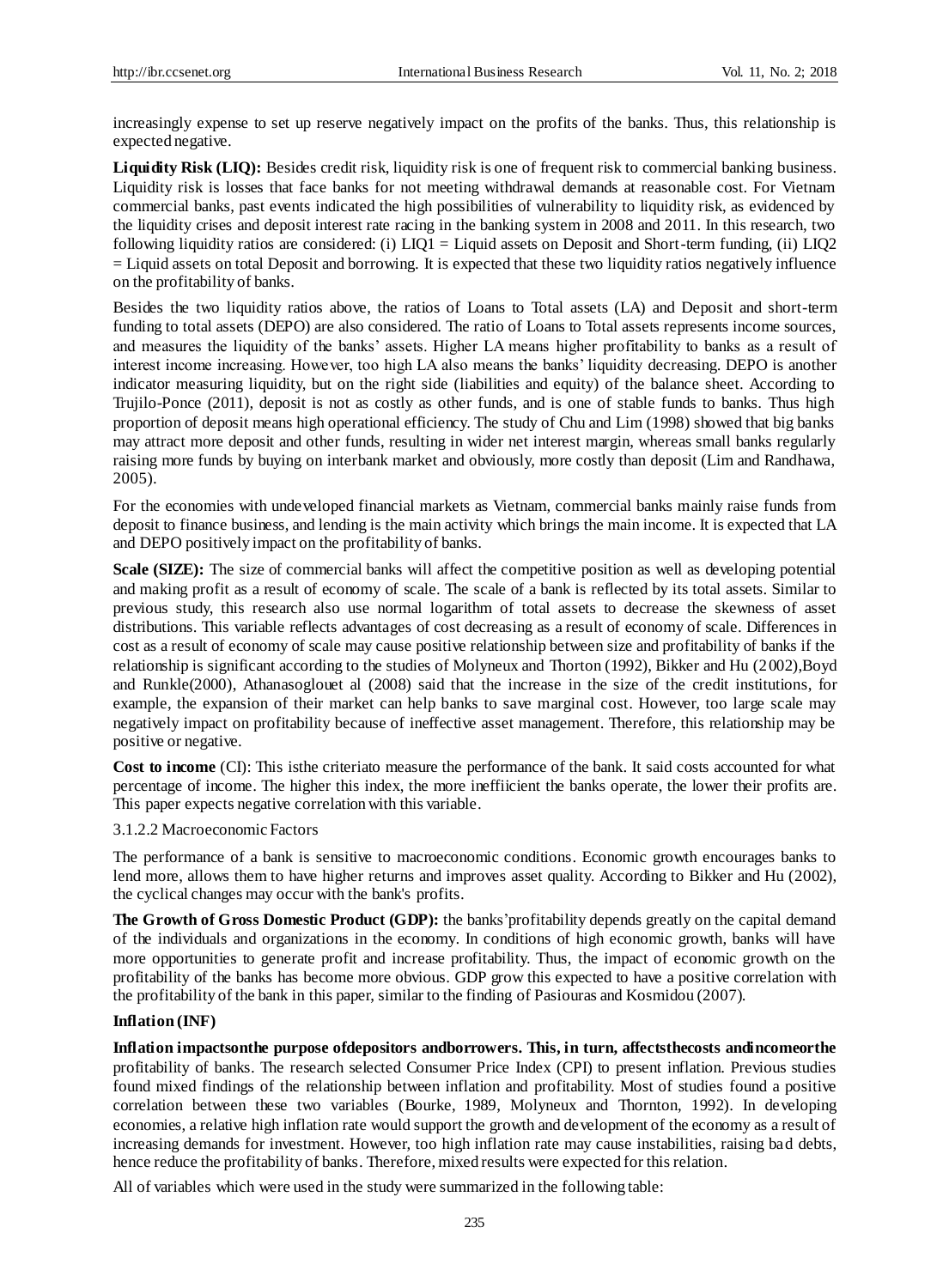increasingly expense to set up reserve negatively impact on the profits of the banks. Thus, this relationship is expected negative.

**Liquidity Risk (LIQ):** Besides credit risk, liquidity risk is one of frequent risk to commercial banking business. Liquidity risk is losses that face banks for not meeting withdrawal demands at reasonable cost. For Vietnam commercial banks, past events indicated the high possibilities of vulnerability to liquidity risk, as evidenced by the liquidity crises and deposit interest rate racing in the banking system in 2008 and 2011. In this research, two following liquidity ratios are considered: (i) LIQ1 = Liquid assets on Deposit and Short-term funding, (ii) LIQ2 = Liquid assets on total Deposit and borrowing. It is expected that these two liquidity ratios negatively influence on the profitability of banks.

Besides the two liquidity ratios above, the ratios of Loans to Total assets (LA) and Deposit and short-term funding to total assets (DEPO) are also considered. The ratio of Loans to Total assets represents income sources, and measures the liquidity of the banks' assets. Higher LA means higher profitability to banks as a result of interest income increasing. However, too high LA also means the banks' liquidity decreasing. DEPO is another indicator measuring liquidity, but on the right side (liabilities and equity) of the balance sheet. According to Trujilo-Ponce (2011), deposit is not as costly as other funds, and is one of stable funds to banks. Thus high proportion of deposit means high operational efficiency. The study of Chu and Lim (1998) showed that big banks may attract more deposit and other funds, resulting in wider net interest margin, whereas small banks regularly raising more funds by buying on interbank market and obviously, more costly than deposit (Lim and Randhawa, 2005).

For the economies with undeveloped financial markets as Vietnam, commercial banks mainly raise funds from deposit to finance business, and lending is the main activity which brings the main income. It is expected that LA and DEPO positively impact on the profitability of banks.

**Scale (SIZE):** The size of commercial banks will affect the competitive position as well as developing potential and making profit as a result of economy of scale. The scale of a bank is reflected by its total assets. Similar to previous study, this research also use normal logarithm of total assets to decrease the skewness of asset distributions. This variable reflects advantages of cost decreasing as a result of economy of scale. Differences in cost as a result of economy of scale may cause positive relationship between size and profitability of banks if the relationship is significant according to the studies of Molyneux and Thorton (1992), Bikker and Hu (2002),Boyd and Runkle(2000), Athanasoglouet al (2008) said that the increase in the size of the credit institutions, for example, the expansion of their market can help banks to save marginal cost. However, too large scale may negatively impact on profitability because of ineffective asset management. Therefore, this relationship may be positive or negative.

**Cost to income** (CI): This isthe criteriato measure the performance of the bank. It said costs accounted for what percentage of income. The higher this index, the more ineffiicient the banks operate, the lower their profits are. This paper expects negative correlation with this variable.

3.1.2.2 Macroeconomic Factors

The performance of a bank is sensitive to macroeconomic conditions. Economic growth encourages banks to lend more, allows them to have higher returns and improves asset quality. According to Bikker and Hu (2002), the cyclical changes may occur with the bank's profits.

**The Growth of Gross Domestic Product (GDP):** the banks'profitability depends greatly on the capital demand of the individuals and organizations in the economy. In conditions of high economic growth, banks will have more opportunities to generate profit and increase profitability. Thus, the impact of economic growth on the profitability of the banks has become more obvious. GDP grow this expected to have a positive correlation with the profitability of the bank in this paper, similar to the finding of Pasiouras and Kosmidou (2007).

**Inflation (INF)**

**Inflation impactsonthe purpose ofdepositors andborrowers. This, in turn, affectsthecosts andincomeorthe** profitability of banks. The research selected Consumer Price Index (CPI) to present inflation. Previous studies found mixed findings of the relationship between inflation and profitability. Most of studies found a positive correlation between these two variables (Bourke, 1989, Molyneux and Thornton, 1992). In developing economies, a relative high inflation rate would support the growth and development of the economy as a result of increasing demands for investment. However, too high inflation rate may cause instabilities, raising bad debts, hence reduce the profitability of banks. Therefore, mixed results were expected for this relation.

All of variables which were used in the study were summarized in the following table: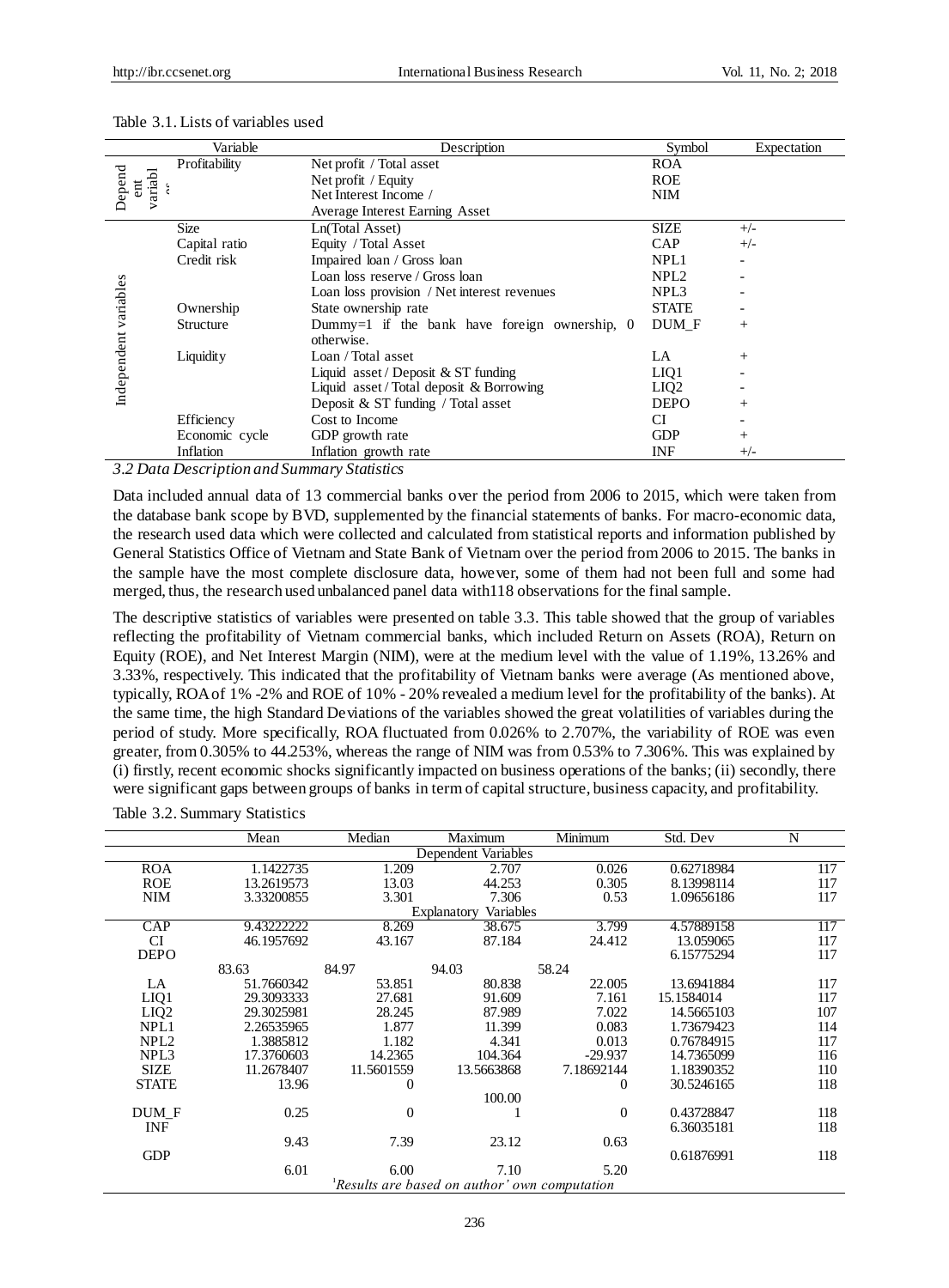Table 3.1. Lists of variables used

| | Variable | Description | Symbol | Expectation |
|---|---|---|---|---|
| Dependent variables | Profitability | Net profit / Total asset | ROA | |
| | | Net profit / Equity | ROE | |
| | | Net Interest Income / Average Interest Earning Asset | NIM | |
| Independent variables | Size | Ln(Total Asset) | SIZE | +/- |
| | Capital ratio | Equity / Total Asset | CAP | +/- |
| | Credit risk | Impaired loan / Gross loan | NPL1 | - |
| | | Loan loss reserve / Gross loan | NPL2 | - |
| | | Loan loss provision / Net interest revenues | NPL3 | - |
| | Ownership | State ownership rate | STATE | - |
| | Structure | Dummy=1 if the bank have foreign ownership, 0 otherwise. | DUM_F | + |
| | Liquidity | Loan / Total asset | LA | + |
| | | Liquid asset / Deposit & ST funding | LIQ1 | - |
| | | Liquid asset / Total deposit & Borrowing | LIQ2 | - |
| | | Deposit & ST funding / Total asset | DEPO | + |
| | Efficiency | Cost to Income | CI | - |
| | Economic cycle | GDP growth rate | GDP | + |
| | Inflation | Inflation growth rate | INF | +/- |

*3.2 Data Description and Summary Statistics*

Data included annual data of 13 commercial banks over the period from 2006 to 2015, which were taken from the database bank scope by BVD, supplemented by the financial statements of banks. For macro-economic data, the research used data which were collected and calculated from statistical reports and information published by General Statistics Office of Vietnam and State Bank of Vietnam over the period from 2006 to 2015. The banks in the sample have the most complete disclosure data, however, some of them had not been full and some had merged, thus, the research used unbalanced panel data with118 observations for the final sample.

The descriptive statistics of variables were presented on table 3.3. This table showed that the group of variables reflecting the profitability of Vietnam commercial banks, which included Return on Assets (ROA), Return on Equity (ROE), and Net Interest Margin (NIM), were at the medium level with the value of 1.19%, 13.26% and 3.33%, respectively. This indicated that the profitability of Vietnam banks were average (As mentioned above, typically, ROA of 1% -2% and ROE of 10% - 20% revealed a medium level for the profitability of the banks). At the same time, the high Standard Deviations of the variables showed the great volatilities of variables during the period of study. More specifically, ROA fluctuated from 0.026% to 2.707%, the variability of ROE was even greater, from 0.305% to 44.253%, whereas the range of NIM was from 0.53% to 7.306%. This was explained by (i) firstly, recent economic shocks significantly impacted on business operations of the banks; (ii) secondly, there were significant gaps between groups of banks in term of capital structure, business capacity, and profitability.

Table 3.2. Summary Statistics

| | Mean | Median | Maximum | Minimum | Std. Dev | N |
|---|---|---|---|---|---|---|
| | | | Dependent Variables | | | |
| ROA | 1.1422735 | 1.209 | 2.707 | 0.026 | 0.62718984 | 117 |
| ROE | 13.2619573 | 13.03 | 44.253 | 0.305 | 8.13998114 | 117 |
| NIM | 3.33200855 | 3.301 | 7.306 | 0.53 | 1.09656186 | 117 |
| | | | Explanatory Variables | | | |
| CAP | 9.43222222 | 8.269 | 38.675 | 3.799 | 4.57889158 | 117 |
| CI | 46.1957692 | 43.167 | 87.184 | 24.412 | 13.059065 | 117 |
| DEPO | 83.63 | 84.97 | 94.03 | 58.24 | 6.15775294 | 117 |
| LA | 51.7660342 | 53.851 | 80.838 | 22.005 | 13.6941884 | 117 |
| LIQ1 | 29.3093333 | 27.681 | 91.609 | 7.161 | 15.1584014 | 117 |
| LIQ2 | 29.3025981 | 28.245 | 87.989 | 7.022 | 14.5665103 | 107 |
| NPL1 | 2.26535965 | 1.877 | 11.399 | 0.083 | 1.73679423 | 114 |
| NPL2 | 1.3885812 | 1.182 | 4.341 | 0.013 | 0.76784915 | 117 |
| NPL3 | 17.3760603 | 14.2365 | 104.364 | -29.937 | 14.7365099 | 116 |
| SIZE | 11.2678407 | 11.5601559 | 13.5663868 | 7.18692144 | 1.18390352 | 110 |
| STATE | 13.96 | 0 | 100.00 | 0 | 30.5246165 | 118 |
| DUM_F | 0.25 | 0 | 1 | 0 | 0.43728847 | 118 |
| INF | 9.43 | 7.39 | 23.12 | 0.63 | 6.36035181 | 118 |
| GDP | 6.01 | 6.00 | 7.10 | 5.20 | 0.61876991 | 118 |

[1]*Results are based on author' own computation*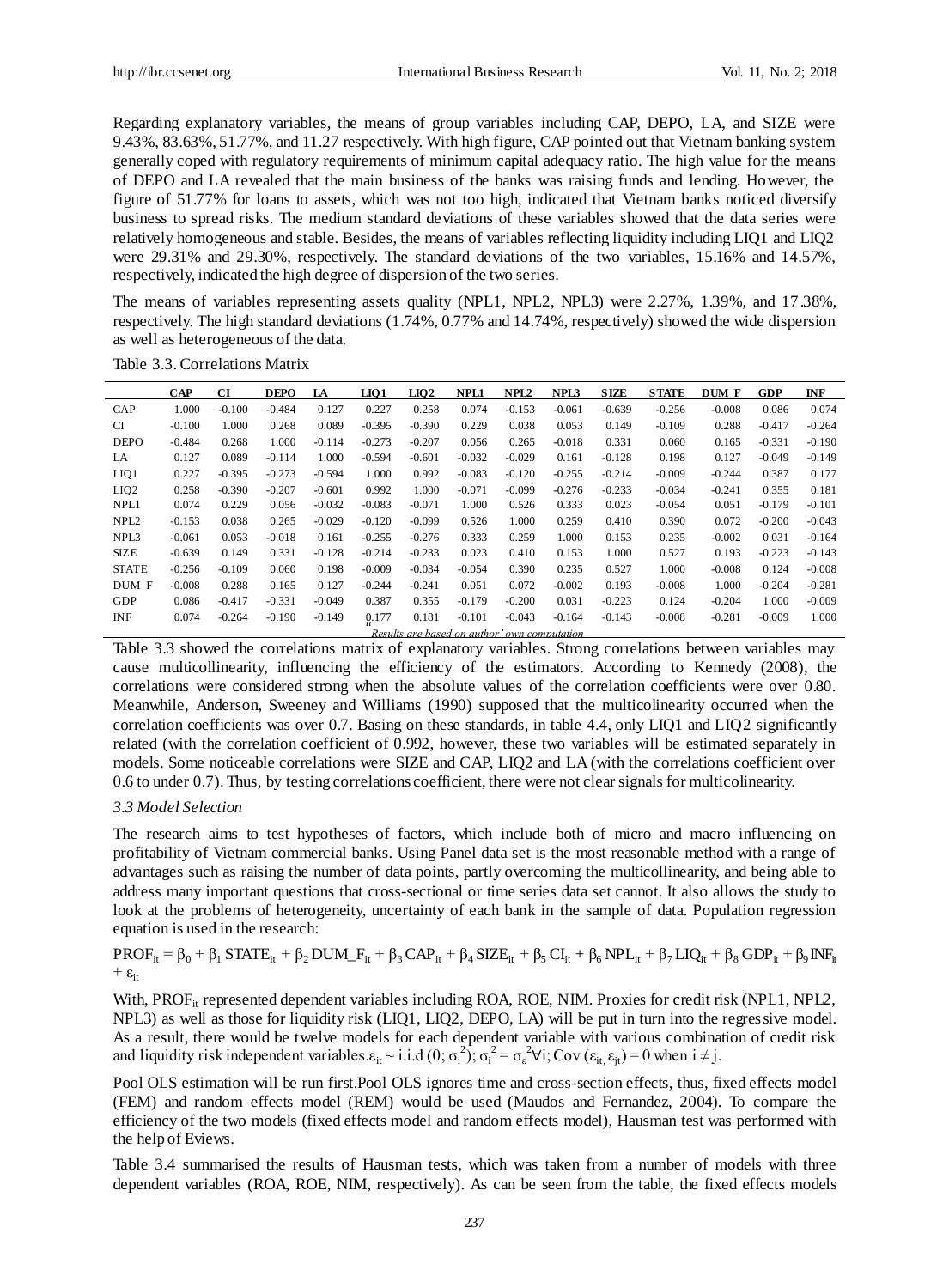Regarding explanatory variables, the means of group variables including CAP, DEPO, LA, and SIZE were 9.43%, 83.63%, 51.77%, and 11.27 respectively. With high figure, CAP pointed out that Vietnam banking system generally coped with regulatory requirements of minimum capital adequacy ratio. The high value for the means of DEPO and LA revealed that the main business of the banks was raising funds and lending. However, the figure of 51.77% for loans to assets, which was not too high, indicated that Vietnam banks noticed diversify business to spread risks. The medium standard deviations of these variables showed that the data series were relatively homogeneous and stable. Besides, the means of variables reflecting liquidity including LIQ1 and LIQ2 were 29.31% and 29.30%, respectively. The standard deviations of the two variables, 15.16% and 14.57%, respectively, indicated the high degree of dispersion of the two series.

The means of variables representing assets quality (NPL1, NPL2, NPL3) were 2.27%, 1.39%, and 17.38%, respectively. The high standard deviations (1.74%, 0.77% and 14.74%, respectively) showed the wide dispersion as well as heterogeneous of the data.

Table 3.3. Correlations Matrix

| | CAP | CI | DEPO | LA | LIQ1 | LIQ2 | NPL1 | NPL2 | NPL3 | SIZE | STATE | DUM_F | GDP | INF |
|---|---|---|---|---|---|---|---|---|---|---|---|---|---|---|
| CAP | 1.000 | -0.100 | -0.484 | 0.127 | 0.227 | 0.258 | 0.074 | -0.153 | -0.061 | -0.639 | -0.256 | -0.008 | 0.086 | 0.074 |
| CI | -0.100 | 1.000 | 0.268 | 0.089 | -0.395 | -0.390 | 0.229 | 0.038 | 0.053 | 0.149 | -0.109 | 0.288 | -0.417 | -0.264 |
| DEPO | -0.484 | 0.268 | 1.000 | -0.114 | -0.273 | -0.207 | 0.056 | 0.265 | -0.018 | 0.331 | 0.060 | 0.165 | -0.331 | -0.190 |
| LA | 0.127 | 0.089 | -0.114 | 1.000 | -0.594 | -0.601 | -0.032 | -0.029 | 0.161 | -0.128 | 0.198 | 0.127 | -0.049 | -0.149 |
| LIQ1 | 0.227 | -0.395 | -0.273 | -0.594 | 1.000 | 0.992 | -0.083 | -0.120 | -0.255 | -0.214 | -0.009 | -0.244 | 0.387 | 0.177 |
| LIQ2 | 0.258 | -0.390 | -0.207 | -0.601 | 0.992 | 1.000 | -0.071 | -0.099 | -0.276 | -0.233 | -0.034 | -0.241 | 0.355 | 0.181 |
| NPL1 | 0.074 | 0.229 | 0.056 | -0.032 | -0.083 | -0.071 | 1.000 | 0.526 | 0.333 | 0.023 | -0.054 | 0.051 | -0.179 | -0.101 |
| NPL2 | -0.153 | 0.038 | 0.265 | -0.029 | -0.120 | -0.099 | 0.526 | 1.000 | 0.259 | 0.410 | 0.390 | 0.072 | -0.200 | -0.043 |
| NPL3 | -0.061 | 0.053 | -0.018 | 0.161 | -0.255 | -0.276 | 0.333 | 0.259 | 1.000 | 0.153 | 0.235 | -0.002 | 0.031 | -0.164 |
| SIZE | -0.639 | 0.149 | 0.331 | -0.128 | -0.214 | -0.233 | 0.023 | 0.410 | 0.153 | 1.000 | 0.527 | 0.193 | -0.223 | -0.143 |
| STATE | -0.256 | -0.109 | 0.060 | 0.198 | -0.009 | -0.034 | -0.054 | 0.390 | 0.235 | 0.527 | 1.000 | -0.008 | 0.124 | -0.008 |
| DUM F | -0.008 | 0.288 | 0.165 | 0.127 | -0.244 | -0.241 | 0.051 | 0.072 | -0.002 | 0.193 | -0.008 | 1.000 | -0.204 | -0.281 |
| GDP | 0.086 | -0.417 | -0.331 | -0.049 | 0.387 | 0.355 | -0.179 | -0.200 | 0.031 | -0.223 | 0.124 | -0.204 | 1.000 | -0.009 |
| INF | 0.074 | -0.264 | -0.190 | -0.149 | 0.177 | 0.181 | -0.101 | -0.043 | -0.164 | -0.143 | -0.008 | -0.281 | -0.009 | 1.000 |

*Results are based on author' own computation*

Table 3.3 showed the correlations matrix of explanatory variables. Strong correlations between variables may cause multicollinearity, influencing the efficiency of the estimators. According to Kennedy (2008), the correlations were considered strong when the absolute values of the correlation coefficients were over 0.80. Meanwhile, Anderson, Sweeney and Williams (1990) supposed that the multicolinearity occurred when the correlation coefficients was over 0.7. Basing on these standards, in table 4.4, only LIQ1 and LIQ2 significantly related (with the correlation coefficient of 0.992, however, these two variables will be estimated separately in models. Some noticeable correlations were SIZE and CAP, LIQ2 and LA (with the correlations coefficient over 0.6 to under 0.7). Thus, by testing correlations coefficient, there were not clear signals for multicolinearity.

### *3.3 Model Selection*

The research aims to test hypotheses of factors, which include both of micro and macro influencing on profitability of Vietnam commercial banks. Using Panel data set is the most reasonable method with a range of advantages such as raising the number of data points, partly overcoming the multicollinearity, and being able to address many important questions that cross-sectional or time series data set cannot. It also allows the study to look at the problems of heterogeneity, uncertainty of each bank in the sample of data. Population regression equation is used in the research:

$$PROF_{it} = \beta_0 + \beta_1 STATE_{it} + \beta_2 DUM\_F_{it} + \beta_3 CAP_{it} + \beta_4 SIZE_{it} + \beta_5 CI_{it} + \beta_6 NPL_{it} + \beta_7 LIQ_{it} + \beta_8 GDP_{it} + \beta_9 INF_{it} + \varepsilon_{it}$$

With, $PROF_{it}$ represented dependent variables including ROA, ROE, NIM. Proxies for credit risk (NPL1, NPL2, NPL3) as well as those for liquidity risk (LIQ1, LIQ2, DEPO, LA) will be put in turn into the regressive model. As a result, there would be twelve models for each dependent variable with various combination of credit risk and liquidity risk independent variables. $\varepsilon_{it} \sim$ i.i.d $(0; \sigma_i^2)$; $\sigma_i^2 = \sigma_\varepsilon^2 \forall i$; $Cov(\varepsilon_{it}, \varepsilon_{jt}) = 0$ when $i \neq j$.

Pool OLS estimation will be run first.Pool OLS ignores time and cross-section effects, thus, fixed effects model (FEM) and random effects model (REM) would be used (Maudos and Fernandez, 2004). To compare the efficiency of the two models (fixed effects model and random effects model), Hausman test was performed with the help of Eviews.

Table 3.4 summarised the results of Hausman tests, which was taken from a number of models with three dependent variables (ROA, ROE, NIM, respectively). As can be seen from the table, the fixed effects models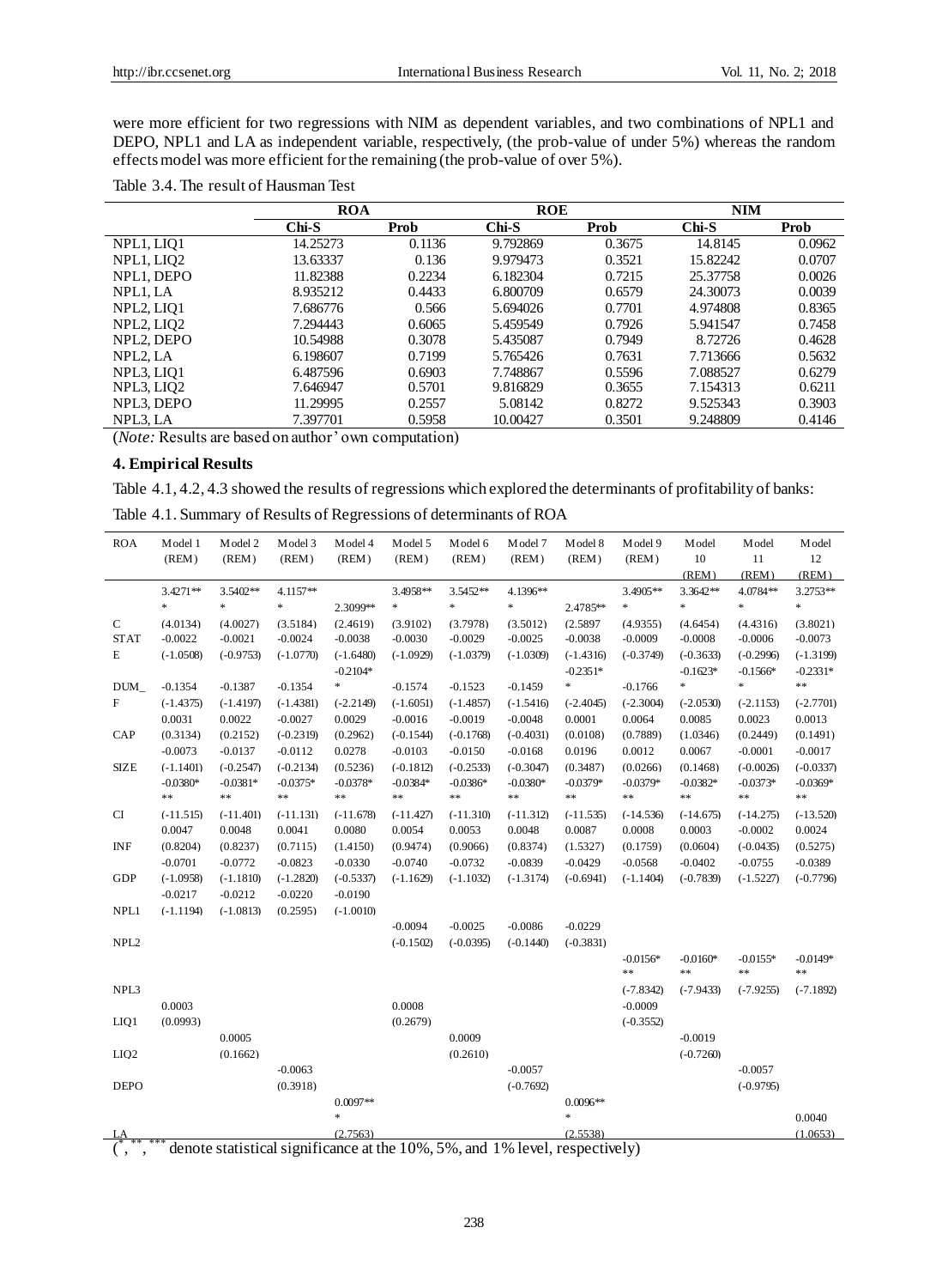were more efficient for two regressions with NIM as dependent variables, and two combinations of NPL1 and DEPO, NPL1 and LA as independent variable, respectively, (the prob-value of under 5%) whereas the random effects model was more efficient for the remaining (the prob-value of over 5%).

Table 3.4. The result of Hausman Test

| | ROA | | ROE | | NIM | |
|---|---|---|---|---|---|---|
| | Chi-S | Prob | Chi-S | Prob | Chi-S | Prob |
| NPL1, LIQ1 | 14.25273 | 0.1136 | 9.792869 | 0.3675 | 14.8145 | 0.0962 |
| NPL1, LIQ2 | 13.63337 | 0.136 | 9.979473 | 0.3521 | 15.82242 | 0.0707 |
| NPL1, DEPO | 11.82388 | 0.2234 | 6.182304 | 0.7215 | 25.37758 | 0.0026 |
| NPL1, LA | 8.935212 | 0.4433 | 6.800709 | 0.6579 | 24.30073 | 0.0039 |
| NPL2, LIQ1 | 7.686776 | 0.566 | 5.694026 | 0.7701 | 4.974808 | 0.8365 |
| NPL2, LIQ2 | 7.294443 | 0.6065 | 5.459549 | 0.7926 | 5.941547 | 0.7458 |
| NPL2, DEPO | 10.54988 | 0.3078 | 5.435087 | 0.7949 | 8.72726 | 0.4628 |
| NPL2, LA | 6.198607 | 0.7199 | 5.765426 | 0.7631 | 7.713666 | 0.5632 |
| NPL3, LIQ1 | 6.487596 | 0.6903 | 7.748867 | 0.5596 | 7.088527 | 0.6279 |
| NPL3, LIQ2 | 7.646947 | 0.5701 | 9.816829 | 0.3655 | 7.154313 | 0.6211 |
| NPL3, DEPO | 11.29995 | 0.2557 | 5.08142 | 0.8272 | 9.525343 | 0.3903 |
| NPL3, LA | 7.397701 | 0.5958 | 10.00427 | 0.3501 | 9.248809 | 0.4146 |

(*Note:* Results are based on author' own computation)

## 4. Empirical Results

Table 4.1, 4.2, 4.3 showed the results of regressions which explored the determinants of profitability of banks:

Table 4.1. Summary of Results of Regressions of determinants of ROA

| ROA | Model 1 (REM) | Model 2 (REM) | Model 3 (REM) | Model 4 (REM) | Model 5 (REM) | Model 6 (REM) | Model 7 (REM) | Model 8 (REM) | Model 9 (REM) | Model 10 (REM) | Model 11 (REM) | Model 12 (REM) |
|---|---|---|---|---|---|---|---|---|---|---|---|---|
| C | 3.4271*** | 3.5402*** | 4.1157*** | 2.3099** | 3.4958*** | 3.5452*** | 4.1396*** | 2.4785** | 3.4905*** | 3.3642*** | 4.0784*** | 3.2753*** |
| | (4.0134) | (4.0027) | (3.5184) | (2.4619) | (3.9102) | (3.7978) | (3.5012) | (2.5897 | (4.9355) | (4.6454) | (4.4316) | (3.8021) |
| STATE | -0.0022 | -0.0021 | -0.0024 | -0.0038 | -0.0030 | -0.0029 | -0.0025 | -0.0038 | -0.0009 | -0.0008 | -0.0006 | -0.0073 |
| | (-1.0508) | (-0.9753) | (-1.0770) | (-1.6480) | (-1.0929) | (-1.0379) | (-1.0309) | (-1.4316) | (-0.3749) | (-0.3633) | (-0.2996) | (-1.3199) |
| DUM_F | -0.1354 | -0.1387 | -0.1354 | -0.2104** | -0.1574 | -0.1523 | -0.1459 | -0.2351** | -0.1766 | -0.1623** | -0.1566** | -0.2331*** |
| | (-1.4375) | (-1.4197) | (-1.4381) | (-2.2149) | (-1.6051) | (-1.4857) | (-1.5416) | (-2.4045) | (-2.3004) | (-2.0530) | (-2.1153) | (-2.7701) |
| CAP | 0.0031 | 0.0022 | -0.0027 | 0.0029 | -0.0016 | -0.0019 | -0.0048 | 0.0001 | 0.0064 | 0.0085 | 0.0023 | 0.0013 |
| | (0.3134) | (0.2152) | (-0.2319) | (0.2962) | (-0.1544) | (-0.1768) | (-0.4031) | (0.0108) | (0.7889) | (1.0346) | (0.2449) | (0.1491) |
| SIZE | -0.0073 | -0.0137 | -0.0112 | 0.0278 | -0.0103 | -0.0150 | -0.0168 | 0.0196 | 0.0012 | 0.0067 | -0.0001 | -0.0017 |
| | (-1.1401) | (-0.2547) | (-0.2134) | (0.5236) | (-0.1812) | (-0.2533) | (-0.3047) | (0.3487) | (0.0266) | (0.1468) | (-0.0026) | (-0.0337) |
| CI | -0.0380*** | -0.0381*** | -0.0375*** | -0.0378*** | -0.0384*** | -0.0386*** | -0.0380*** | -0.0379*** | -0.0379*** | -0.0382*** | -0.0373*** | -0.0369*** |
| | (-11.515) | (-11.401) | (-11.131) | (-11.678) | (-11.427) | (-11.310) | (-11.312) | (-11.535) | (-14.536) | (-14.675) | (-14.275) | (-13.520) |
| INF | 0.0047 | 0.0048 | 0.0041 | 0.0080 | 0.0054 | 0.0053 | 0.0048 | 0.0087 | 0.0008 | 0.0003 | -0.0002 | 0.0024 |
| | (0.8204) | (0.8237) | (0.7115) | (1.4150) | (0.9474) | (0.9066) | (0.8374) | (1.5327) | (0.1759) | (0.0604) | (-0.0435) | (0.5275) |
| GDP | -0.0701 | -0.0772 | -0.0823 | -0.0330 | -0.0740 | -0.0732 | -0.0839 | -0.0429 | -0.0568 | -0.0402 | -0.0755 | -0.0389 |
| | (-1.0958) | (-1.1810) | (-1.2820) | (-0.5337) | (-1.1629) | (-1.1032) | (-1.3174) | (-0.6941) | (-1.1404) | (-0.7839) | (-1.5227) | (-0.7796) |
| NPL1 | -0.0217 | -0.0212 | -0.0220 | -0.0190 | | | | | | | | |
| | (-1.1194) | (-1.0813) | (0.2595) | (-1.0010) | | | | | | | | |
| NPL2 | | | | | -0.0094 | -0.0025 | -0.0086 | -0.0229 | | | | |
| | | | | | (-0.1502) | (-0.0395) | (-0.1440) | (-0.3831) | | | | |
| NPL3 | | | | | | | | | -0.0156*** | -0.0160*** | -0.0155*** | -0.0149*** |
| | | | | | | | | | (-7.8342) | (-7.9433) | (-7.9255) | (-7.1892) |
| LIQ1 | 0.0003 | | | | 0.0008 | | | | -0.0009 | | | |
| | (0.0993) | | | | (0.2679) | | | | (-0.3552) | | | |
| LIQ2 | | 0.0005 | | | | 0.0009 | | | | -0.0019 | | |
| | | (0.1662) | | | | (0.2610) | | | | (-0.7260) | | |
| DEPO | | | -0.0063 | | | | -0.0057 | | | | -0.0057 | |
| | | | (0.3918) | | | | (-0.7692) | | | | (-0.9795) | |
| LA | | | | 0.0097*** | | | | 0.0096*** | | | | 0.0040 |
| | | | | (2.7563) | | | | (2.5538) | | | | (1.0653) |

(*, **, *** denote statistical significance at the 10%, 5%, and 1% level, respectively)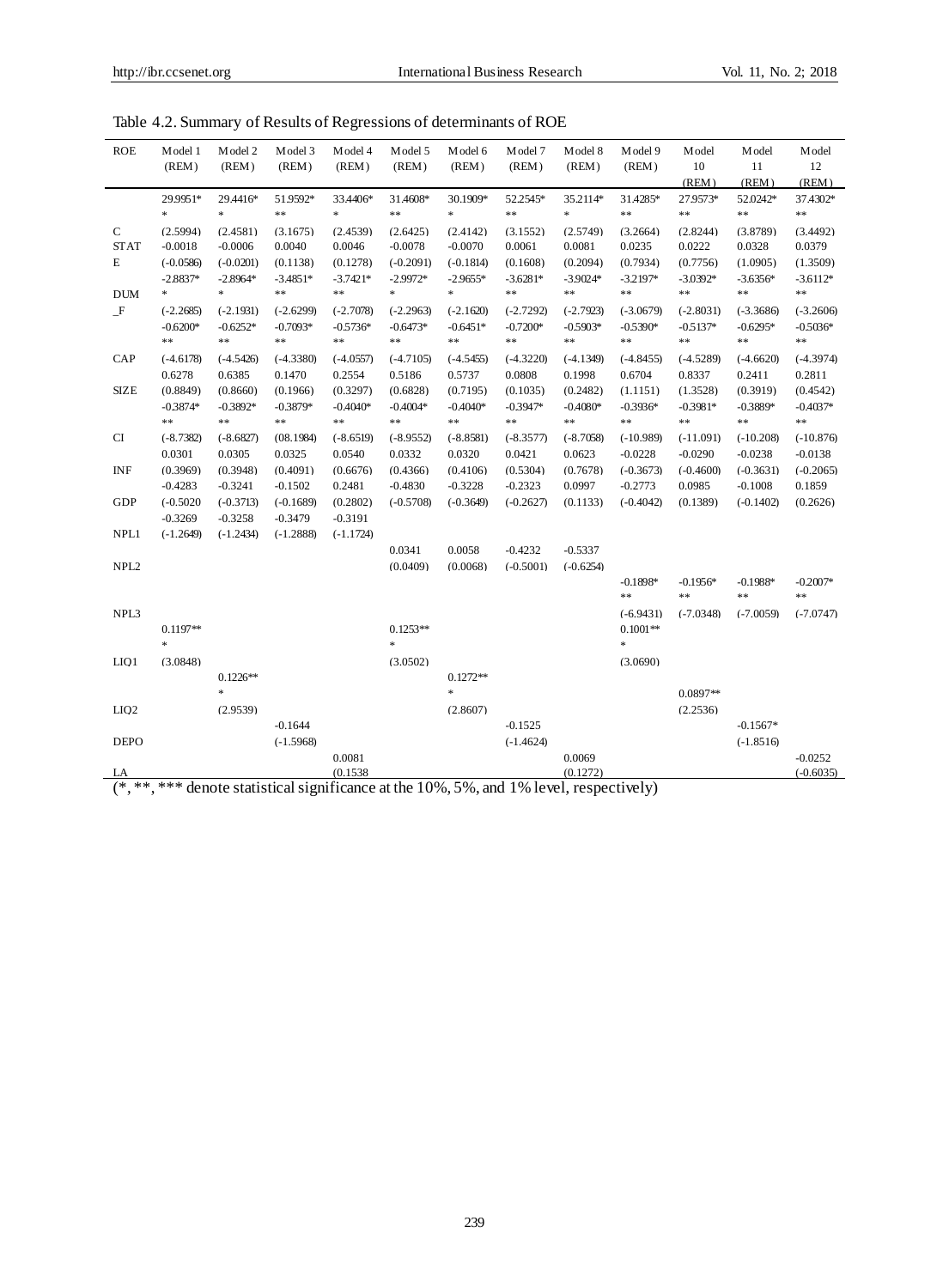Table 4.2. Summary of Results of Regressions of determinants of ROE

| ROE | Model 1 (REM) | Model 2 (REM) | Model 3 (REM) | Model 4 (REM) | Model 5 (REM) | Model 6 (REM) | Model 7 (REM) | Model 8 (REM) | Model 9 (REM) | Model 10 (REM) | Model 11 (REM) | Model 12 (REM) |
|---|---|---|---|---|---|---|---|---|---|---|---|---|
| C | 29.9951** | 29.4416** | 51.9592*** | 33.4406** | 31.4608*** | 30.1909** | 52.2545*** | 35.2114** | 31.4285*** | 27.9573*** | 52.0242*** | 37.4302*** |
| | (2.5994) | (2.4581) | (3.1675) | (2.4539) | (2.6425) | (2.4142) | (3.1552) | (2.5749) | (3.2664) | (2.8244) | (3.8789) | (3.4492) |
| STATE | -0.0018 | -0.0006 | 0.0040 | 0.0046 | -0.0078 | -0.0070 | 0.0061 | 0.0081 | 0.0235 | 0.0222 | 0.0328 | 0.0379 |
| | (-0.0586) | (-0.0201) | (0.1138) | (0.1278) | (-0.2091) | (-0.1814) | (0.1608) | (0.2094) | (0.7934) | (0.7756) | (1.0905) | (1.3509) |
| DUM_F | -2.8837** | -2.8964** | -3.4851*** | -3.7421*** | -2.9972** | -2.9655** | -3.6281*** | -3.9024*** | -3.2197*** | -3.0392*** | -3.6356*** | -3.6112*** |
| | (-2.2685) | (-2.1931) | (-2.6299) | (-2.7078) | (-2.2963) | (-2.1620) | (-2.7292) | (-2.7923) | (-3.0679) | (-2.8031) | (-3.3686) | (-3.2606) |
| CAP | -0.6200*** | -0.6252*** | -0.7093*** | -0.5736*** | -0.6473*** | -0.6451*** | -0.7200*** | -0.5903*** | -0.5390*** | -0.5137*** | -0.6295*** | -0.5036*** |
| | (-4.6178) | (-4.5426) | (-4.3380) | (-4.0557) | (-4.7105) | (-4.5455) | (-4.3220) | (-4.1349) | (-4.8455) | (-4.5289) | (-4.6620) | (-4.3974) |
| SIZE | 0.6278 | 0.6385 | 0.1470 | 0.2554 | 0.5186 | 0.5737 | 0.0808 | 0.1998 | 0.6704 | 0.8337 | 0.2411 | 0.2811 |
| | (0.8849) | (0.8660) | (0.1966) | (0.3297) | (0.6828) | (0.7195) | (0.1035) | (0.2482) | (1.1151) | (1.3528) | (0.3919) | (0.4542) |
| CI | -0.3874*** | -0.3892*** | -0.3879*** | -0.4040*** | -0.4004*** | -0.4040*** | -0.3947*** | -0.4080*** | -0.3936*** | -0.3981*** | -0.3889*** | -0.4037*** |
| | (-8.7382) | (-8.6827) | (08.1984) | (-8.6519) | (-8.9552) | (-8.8581) | (-8.3577) | (-8.7058) | (-10.989) | (-11.091) | (-10.208) | (-10.876) |
| INF | 0.0301 | 0.0305 | 0.0325 | 0.0540 | 0.0332 | 0.0320 | 0.0421 | 0.0623 | -0.0228 | -0.0290 | -0.0238 | -0.0138 |
| | (0.3969) | (0.3948) | (0.4091) | (0.6676) | (0.4366) | (0.4106) | (0.5304) | (0.7678) | (-0.3673) | (-0.4600) | (-0.3631) | (-0.2065) |
| GDP | -0.4283 | -0.3241 | -0.1502 | 0.2481 | -0.4830 | -0.3228 | -0.2323 | 0.0997 | -0.2773 | 0.0985 | -0.1008 | 0.1859 |
| | (-0.5020 | (-0.3713) | (-0.1689) | (0.2802) | (-0.5708) | (-0.3649) | (-0.2627) | (0.1133) | (-0.4042) | (0.1389) | (-0.1402) | (0.2626) |
| NPL1 | -0.3269 | -0.3258 | -0.3479 | -0.3191 | | | | | | | | |
| | (-1.2649) | (-1.2434) | (-1.2888) | (-1.1724) | | | | | | | | |
| NPL2 | | | | | 0.0341 | 0.0058 | -0.4232 | -0.5337 | | | | |
| | | | | | (0.0409) | (0.0068) | (-0.5001) | (-0.6254) | | | | |
| NPL3 | | | | | | | | | -0.1898*** | -0.1956*** | -0.1988*** | -0.2007*** |
| | | | | | | | | | (-6.9431) | (-7.0348) | (-7.0059) | (-7.0747) |
| LIQ1 | 0.1197*** | | | | 0.1253*** | | | | 0.1001*** | | | |
| | (3.0848) | | | | (3.0502) | | | | (3.0690) | | | |
| LIQ2 | | 0.1226*** | | | | 0.1272*** | | | | 0.0897** | | |
| | | (2.9539) | | | | (2.8607) | | | | (2.2536) | | |
| DEPO | | | -0.1644 | | | | -0.1525 | | | | -0.1567* | |
| | | | (-1.5968) | | | | (-1.4624) | | | | (-1.8516) | |
| LA | | | | 0.0081 | | | | 0.0069 | | | | -0.0252 |
| | | | | (0.1538 | | | | (0.1272) | | | | (-0.6035) |

(*, **, *** denote statistical significance at the 10%, 5%, and 1% level, respectively)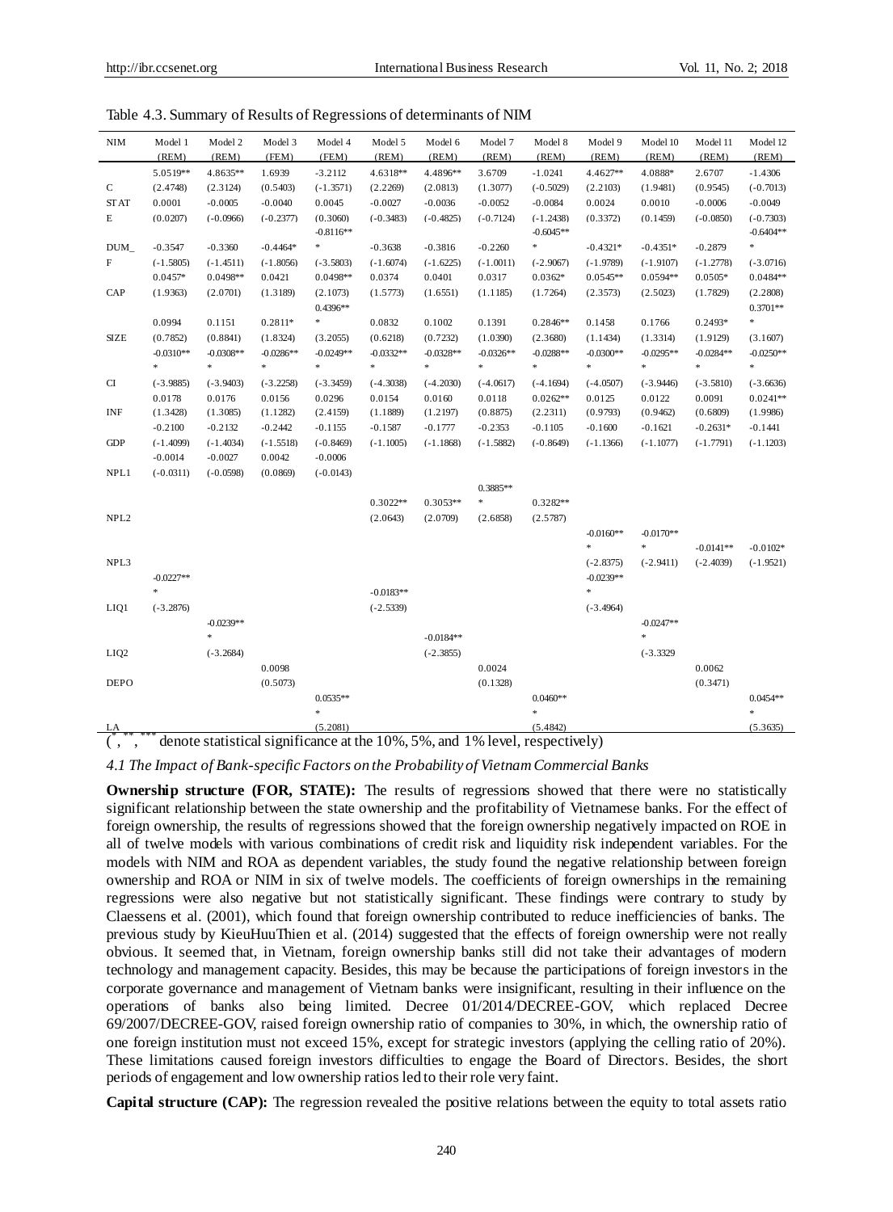Table 4.3. Summary of Results of Regressions of determinants of NIM

| NIM | Model 1 (REM) | Model 2 (REM) | Model 3 (FEM) | Model 4 (FEM) | Model 5 (REM) | Model 6 (REM) | Model 7 (REM) | Model 8 (REM) | Model 9 (REM) | Model 10 (REM) | Model 11 (REM) | Model 12 (REM) |
|---|---|---|---|---|---|---|---|---|---|---|---|---|
| C | 5.0519** | 4.8635** | 1.6939 | -3.2112 | 4.6318** | 4.4896** | 3.6709 | -1.0241 | 4.4627** | 4.0888* | 2.6707 | -1.4306 |
| | (2.4748) | (2.3124) | (0.5403) | (-1.3571) | (2.2269) | (2.0813) | (1.3077) | (-0.5029) | (2.2103) | (1.9481) | (0.9545) | (-0.7013) |
| STATE | 0.0001 | -0.0005 | -0.0040 | 0.0045 | -0.0027 | -0.0036 | -0.0052 | -0.0084 | 0.0024 | 0.0010 | -0.0006 | -0.0049 |
| | (0.0207) | (-0.0966) | (-0.2377) | (0.3060) | (-0.3483) | (-0.4825) | (-0.7124) | (-1.2438) | (0.3372) | (0.1459) | (-0.0850) | (-0.7303) |
| DUM_F | -0.3547 | -0.3360 | -0.4464* | -0.8116*** | -0.3638 | -0.3816 | -0.2260 | -0.6045*** | -0.4321* | -0.4351* | -0.2879 | -0.6404*** |
| | (-1.5805) | (-1.4511) | (-1.8056) | (-3.5803) | (-1.6074) | (-1.6225) | (-1.0011) | (-2.9067) | (-1.9789) | (-1.9107) | (-1.2778) | (-3.0716) |
| CAP | 0.0457* | 0.0498** | 0.0421 | 0.0498** | 0.0374 | 0.0401 | 0.0317 | 0.0362* | 0.0545** | 0.0594** | 0.0505* | 0.0484** |
| | (1.9363) | (2.0701) | (1.3189) | (2.1073) | (1.5773) | (1.6551) | (1.1185) | (1.7264) | (2.3573) | (2.5023) | (1.7829) | (2.2808) |
| SIZE | 0.0994 | 0.1151 | 0.2811* | 0.4396*** | 0.0832 | 0.1002 | 0.1391 | 0.2846** | 0.1458 | 0.1766 | 0.2493* | 0.3701*** |
| | (0.7852) | (0.8841) | (1.8324) | (3.2055) | (0.6218) | (0.7232) | (1.0390) | (2.3680) | (1.1434) | (1.3314) | (1.9129) | (3.1607) |
| CI | -0.0310*** | -0.0308*** | -0.0286*** | -0.0249*** | -0.0332*** | -0.0328*** | -0.0326*** | -0.0288*** | -0.0300*** | -0.0295*** | -0.0284*** | -0.0250*** |
| | (-3.9885) | (-3.9403) | (-3.2258) | (-3.3459) | (-4.3038) | (-4.2030) | (-4.0617) | (-4.1694) | (-4.0507) | (-3.9446) | (-3.5810) | (-3.6636) |
| INF | 0.0178 | 0.0176 | 0.0156 | 0.0296 | 0.0154 | 0.0160 | 0.0118 | 0.0262** | 0.0125 | 0.0122 | 0.0091 | 0.0241** |
| | (1.3428) | (1.3085) | (1.1282) | (2.4159) | (1.1889) | (1.2197) | (0.8875) | (2.2311) | (0.9793) | (0.9462) | (0.6809) | (1.9986) |
| GDP | -0.2100 | -0.2132 | -0.2442 | -0.1155 | -0.1587 | -0.1777 | -0.2353 | -0.1105 | -0.1600 | -0.1621 | -0.2631* | -0.1441 |
| | (-1.4099) | (-1.4034) | (-1.5518) | (-0.8469) | (-1.1005) | (-1.1868) | (-1.5882) | (-0.8649) | (-1.1366) | (-1.1077) | (-1.7791) | (-1.1203) |
| NPL1 | -0.0014 | -0.0027 | 0.0042 | -0.0006 | | | | | | | | |
| | (-0.0311) | (-0.0598) | (0.0869) | (-0.0143) | | | | | | | | |
| NPL2 | | | | | 0.3022** | 0.3053** | 0.3885*** | 0.3282** | | | | |
| | | | | | (2.0643) | (2.0709) | (2.6858) | (2.5787) | | | | |
| NPL3 | | | | | | | | | -0.0160*** | -0.0170*** | -0.0141** | -0.0102* |
| | | | | | | | | | (-2.8375) | (-2.9411) | (-2.4039) | (-1.9521) |
| LIQ1 | -0.0227*** | | | | -0.0183** | | | | -0.0239*** | | | |
| | (-3.2876) | | | | (-2.5339) | | | | (-3.4964) | | | |
| LIQ2 | | -0.0239*** | | | | -0.0184** | | | | -0.0247*** | | |
| | | (-3.2684) | | | | (-2.3855) | | | | (-3.3329 | | |
| DEPO | | | 0.0098 | | | | 0.0024 | | | | 0.0062 | |
| | | | (0.5073) | | | | (0.1328) | | | | (0.3471) | |
| LA | | | | 0.0535*** | | | | 0.0460*** | | | | 0.0454*** |
| | | | | (5.2081) | | | | (5.4842) | | | | (5.3635) |

(*, **, *** denote statistical significance at the 10%, 5%, and 1% level, respectively)

### *4.1 The Impact of Bank-specific Factors on the Probability of Vietnam Commercial Banks*

**Ownership structure (FOR, STATE):** The results of regressions showed that there were no statistically significant relationship between the state ownership and the profitability of Vietnamese banks. For the effect of foreign ownership, the results of regressions showed that the foreign ownership negatively impacted on ROE in all of twelve models with various combinations of credit risk and liquidity risk independent variables. For the models with NIM and ROA as dependent variables, the study found the negative relationship between foreign ownership and ROA or NIM in six of twelve models. The coefficients of foreign ownerships in the remaining regressions were also negative but not statistically significant. These findings were contrary to study by Claessens et al. (2001), which found that foreign ownership contributed to reduce inefficiencies of banks. The previous study by KieuHuuThien et al. (2014) suggested that the effects of foreign ownership were not really obvious. It seemed that, in Vietnam, foreign ownership banks still did not take their advantages of modern technology and management capacity. Besides, this may be because the participations of foreign investors in the corporate governance and management of Vietnam banks were insignificant, resulting in their influence on the operations of banks also being limited. Decree 01/2014/DECREE-GOV, which replaced Decree 69/2007/DECREE-GOV, raised foreign ownership ratio of companies to 30%, in which, the ownership ratio of one foreign institution must not exceed 15%, except for strategic investors (applying the celling ratio of 20%). These limitations caused foreign investors difficulties to engage the Board of Directors. Besides, the short periods of engagement and low ownership ratios led to their role very faint.

**Capital structure (CAP):** The regression revealed the positive relations between the equity to total assets ratio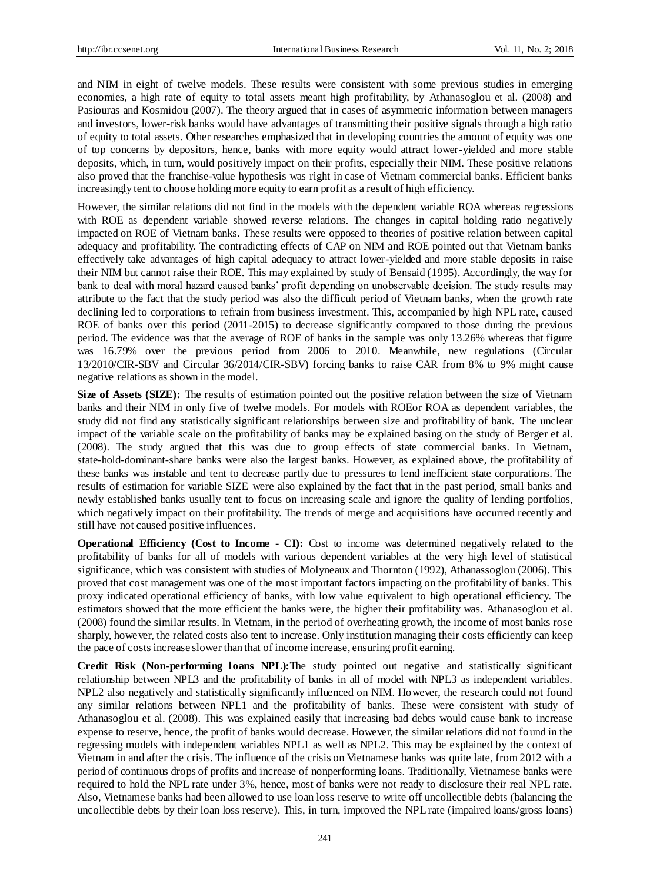and NIM in eight of twelve models. These results were consistent with some previous studies in emerging economies, a high rate of equity to total assets meant high profitability, by Athanasoglou et al. (2008) and Pasiouras and Kosmidou (2007). The theory argued that in cases of asymmetric information between managers and investors, lower-risk banks would have advantages of transmitting their positive signals through a high ratio of equity to total assets. Other researches emphasized that in developing countries the amount of equity was one of top concerns by depositors, hence, banks with more equity would attract lower-yielded and more stable deposits, which, in turn, would positively impact on their profits, especially their NIM. These positive relations also proved that the franchise-value hypothesis was right in case of Vietnam commercial banks. Efficient banks increasingly tent to choose holding more equity to earn profit as a result of high efficiency.

However, the similar relations did not find in the models with the dependent variable ROA whereas regressions with ROE as dependent variable showed reverse relations. The changes in capital holding ratio negatively impacted on ROE of Vietnam banks. These results were opposed to theories of positive relation between capital adequacy and profitability. The contradicting effects of CAP on NIM and ROE pointed out that Vietnam banks effectively take advantages of high capital adequacy to attract lower-yielded and more stable deposits in raise their NIM but cannot raise their ROE. This may explained by study of Bensaid (1995). Accordingly, the way for bank to deal with moral hazard caused banks' profit depending on unobservable decision. The study results may attribute to the fact that the study period was also the difficult period of Vietnam banks, when the growth rate declining led to corporations to refrain from business investment. This, accompanied by high NPL rate, caused ROE of banks over this period (2011-2015) to decrease significantly compared to those during the previous period. The evidence was that the average of ROE of banks in the sample was only 13.26% whereas that figure was 16.79% over the previous period from 2006 to 2010. Meanwhile, new regulations (Circular 13/2010/CIR-SBV and Circular 36/2014/CIR-SBV) forcing banks to raise CAR from 8% to 9% might cause negative relations as shown in the model.

**Size of Assets (SIZE):** The results of estimation pointed out the positive relation between the size of Vietnam banks and their NIM in only five of twelve models. For models with ROEor ROA as dependent variables, the study did not find any statistically significant relationships between size and profitability of bank. The unclear impact of the variable scale on the profitability of banks may be explained basing on the study of Berger et al. (2008). The study argued that this was due to group effects of state commercial banks. In Vietnam, state-hold-dominant-share banks were also the largest banks. However, as explained above, the profitability of these banks was instable and tent to decrease partly due to pressures to lend inefficient state corporations. The results of estimation for variable SIZE were also explained by the fact that in the past period, small banks and newly established banks usually tent to focus on increasing scale and ignore the quality of lending portfolios, which negatively impact on their profitability. The trends of merge and acquisitions have occurred recently and still have not caused positive influences.

**Operational Efficiency (Cost to Income - CI):** Cost to income was determined negatively related to the profitability of banks for all of models with various dependent variables at the very high level of statistical significance, which was consistent with studies of Molyneaux and Thornton (1992), Athanassoglou (2006). This proved that cost management was one of the most important factors impacting on the profitability of banks. This proxy indicated operational efficiency of banks, with low value equivalent to high operational efficiency. The estimators showed that the more efficient the banks were, the higher their profitability was. Athanasoglou et al. (2008) found the similar results. In Vietnam, in the period of overheating growth, the income of most banks rose sharply, however, the related costs also tent to increase. Only institution managing their costs efficiently can keep the pace of costs increase slower than that of income increase, ensuring profit earning.

**Credit Risk (Non-performing loans NPL):**The study pointed out negative and statistically significant relationship between NPL3 and the profitability of banks in all of model with NPL3 as independent variables. NPL2 also negatively and statistically significantly influenced on NIM. However, the research could not found any similar relations between NPL1 and the profitability of banks. These were consistent with study of Athanasoglou et al. (2008). This was explained easily that increasing bad debts would cause bank to increase expense to reserve, hence, the profit of banks would decrease. However, the similar relations did not found in the regressing models with independent variables NPL1 as well as NPL2. This may be explained by the context of Vietnam in and after the crisis. The influence of the crisis on Vietnamese banks was quite late, from 2012 with a period of continuous drops of profits and increase of nonperforming loans. Traditionally, Vietnamese banks were required to hold the NPL rate under 3%, hence, most of banks were not ready to disclosure their real NPL rate. Also, Vietnamese banks had been allowed to use loan loss reserve to write off uncollectible debts (balancing the uncollectible debts by their loan loss reserve). This, in turn, improved the NPL rate (impaired loans/gross loans)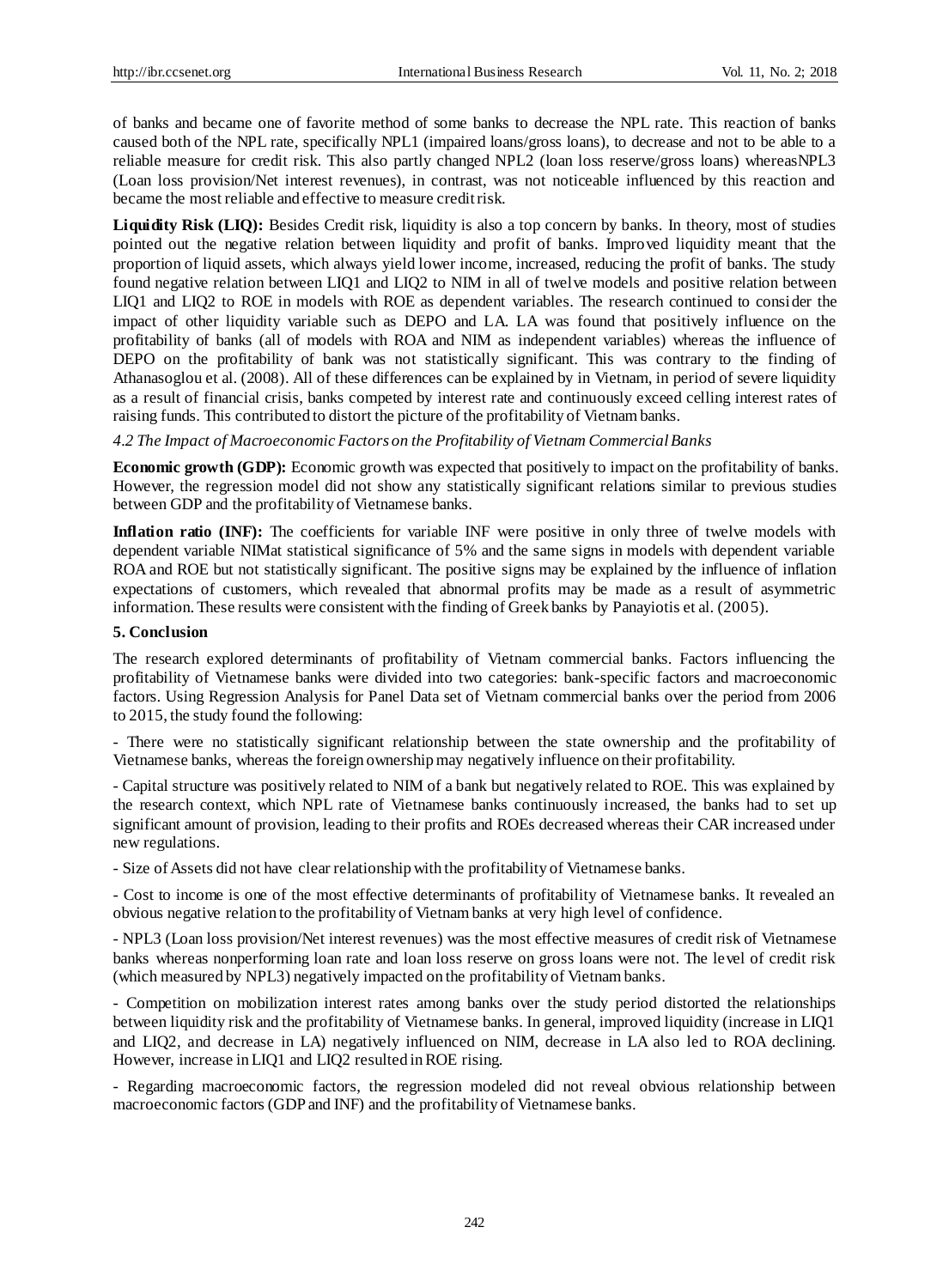of banks and became one of favorite method of some banks to decrease the NPL rate. This reaction of banks caused both of the NPL rate, specifically NPL1 (impaired loans/gross loans), to decrease and not to be able to a reliable measure for credit risk. This also partly changed NPL2 (loan loss reserve/gross loans) whereasNPL3 (Loan loss provision/Net interest revenues), in contrast, was not noticeable influenced by this reaction and became the most reliable and effective to measure credit risk.

**Liquidity Risk (LIQ):** Besides Credit risk, liquidity is also a top concern by banks. In theory, most of studies pointed out the negative relation between liquidity and profit of banks. Improved liquidity meant that the proportion of liquid assets, which always yield lower income, increased, reducing the profit of banks. The study found negative relation between LIQ1 and LIQ2 to NIM in all of twelve models and positive relation between LIQ1 and LIQ2 to ROE in models with ROE as dependent variables. The research continued to consider the impact of other liquidity variable such as DEPO and LA. LA was found that positively influence on the profitability of banks (all of models with ROA and NIM as independent variables) whereas the influence of DEPO on the profitability of bank was not statistically significant. This was contrary to the finding of Athanasoglou et al. (2008). All of these differences can be explained by in Vietnam, in period of severe liquidity as a result of financial crisis, banks competed by interest rate and continuously exceed celling interest rates of raising funds. This contributed to distort the picture of the profitability of Vietnam banks.

### *4.2 The Impact of Macroeconomic Factors on the Profitability of Vietnam Commercial Banks*

**Economic growth (GDP):** Economic growth was expected that positively to impact on the profitability of banks. However, the regression model did not show any statistically significant relations similar to previous studies between GDP and the profitability of Vietnamese banks.

**Inflation ratio (INF):** The coefficients for variable INF were positive in only three of twelve models with dependent variable NIMat statistical significance of 5% and the same signs in models with dependent variable ROA and ROE but not statistically significant. The positive signs may be explained by the influence of inflation expectations of customers, which revealed that abnormal profits may be made as a result of asymmetric information. These results were consistent with the finding of Greek banks by Panayiotis et al. (2005).

## 5. Conclusion

The research explored determinants of profitability of Vietnam commercial banks. Factors influencing the profitability of Vietnamese banks were divided into two categories: bank-specific factors and macroeconomic factors. Using Regression Analysis for Panel Data set of Vietnam commercial banks over the period from 2006 to 2015, the study found the following:

- There were no statistically significant relationship between the state ownership and the profitability of Vietnamese banks, whereas the foreign ownership may negatively influence on their profitability.

- Capital structure was positively related to NIM of a bank but negatively related to ROE. This was explained by the research context, which NPL rate of Vietnamese banks continuously increased, the banks had to set up significant amount of provision, leading to their profits and ROEs decreased whereas their CAR increased under new regulations.

- Size of Assets did not have clear relationship with the profitability of Vietnamese banks.

- Cost to income is one of the most effective determinants of profitability of Vietnamese banks. It revealed an obvious negative relation to the profitability of Vietnam banks at very high level of confidence.

- NPL3 (Loan loss provision/Net interest revenues) was the most effective measures of credit risk of Vietnamese banks whereas nonperforming loan rate and loan loss reserve on gross loans were not. The level of credit risk (which measured by NPL3) negatively impacted on the profitability of Vietnam banks.

- Competition on mobilization interest rates among banks over the study period distorted the relationships between liquidity risk and the profitability of Vietnamese banks. In general, improved liquidity (increase in LIQ1 and LIQ2, and decrease in LA) negatively influenced on NIM, decrease in LA also led to ROA declining. However, increase in LIQ1 and LIQ2 resulted in ROE rising.

- Regarding macroeconomic factors, the regression modeled did not reveal obvious relationship between macroeconomic factors (GDP and INF) and the profitability of Vietnamese banks.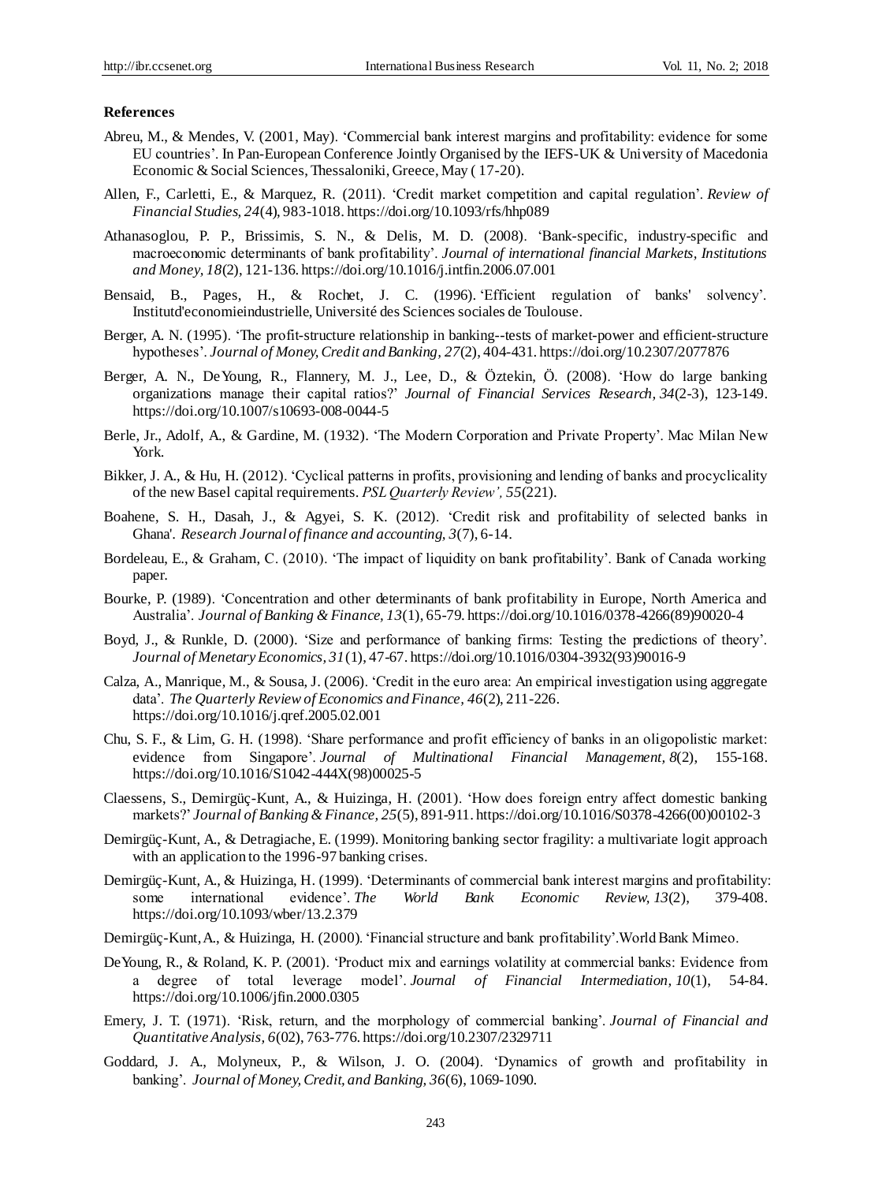**References**

Abreu, M., & Mendes, V. (2001, May). 'Commercial bank interest margins and profitability: evidence for some EU countries'. In Pan-European Conference Jointly Organised by the IEFS-UK & University of Macedonia Economic & Social Sciences, Thessaloniki, Greece, May ( 17-20).

Allen, F., Carletti, E., & Marquez, R. (2011). 'Credit market competition and capital regulation'. *Review of Financial Studies, 24*(4), 983-1018. https://doi.org/10.1093/rfs/hhp089

Athanasoglou, P. P., Brissimis, S. N., & Delis, M. D. (2008). 'Bank-specific, industry-specific and macroeconomic determinants of bank profitability'. *Journal of international financial Markets, Institutions and Money, 18*(2), 121-136. https://doi.org/10.1016/j.intfin.2006.07.001

Bensaid, B., Pages, H., & Rochet, J. C. (1996). 'Efficient regulation of banks' solvency'. Institutd'economieindustrielle, Université des Sciences sociales de Toulouse.

Berger, A. N. (1995). 'The profit-structure relationship in banking--tests of market-power and efficient-structure hypotheses'. *Journal of Money, Credit and Banking, 27*(2), 404-431. https://doi.org/10.2307/2077876

Berger, A. N., DeYoung, R., Flannery, M. J., Lee, D., & Öztekin, Ö. (2008). 'How do large banking organizations manage their capital ratios?' *Journal of Financial Services Research, 34*(2-3), 123-149. https://doi.org/10.1007/s10693-008-0044-5

Berle, Jr., Adolf, A., & Gardine, M. (1932). 'The Modern Corporation and Private Property'. Mac Milan New York.

Bikker, J. A., & Hu, H. (2012). 'Cyclical patterns in profits, provisioning and lending of banks and procyclicality of the new Basel capital requirements. *PSL Quarterly Review', 55*(221).

Boahene, S. H., Dasah, J., & Agyei, S. K. (2012). 'Credit risk and profitability of selected banks in Ghana'. *Research Journal of finance and accounting, 3*(7), 6-14.

Bordeleau, E., & Graham, C. (2010). 'The impact of liquidity on bank profitability'. Bank of Canada working paper.

Bourke, P. (1989). 'Concentration and other determinants of bank profitability in Europe, North America and Australia'. *Journal of Banking & Finance, 13*(1), 65-79. https://doi.org/10.1016/0378-4266(89)90020-4

Boyd, J., & Runkle, D. (2000). 'Size and performance of banking firms: Testing the predictions of theory'. *Journal of Menetary Economics, 31*(1), 47-67. https://doi.org/10.1016/0304-3932(93)90016-9

Calza, A., Manrique, M., & Sousa, J. (2006). 'Credit in the euro area: An empirical investigation using aggregate data'. *The Quarterly Review of Economics and Finance, 46*(2), 211-226. https://doi.org/10.1016/j.qref.2005.02.001

Chu, S. F., & Lim, G. H. (1998). 'Share performance and profit efficiency of banks in an oligopolistic market: evidence from Singapore'. *Journal of Multinational Financial Management, 8*(2), 155-168. https://doi.org/10.1016/S1042-444X(98)00025-5

Claessens, S., Demirgüç-Kunt, A., & Huizinga, H. (2001). 'How does foreign entry affect domestic banking markets?' *Journal of Banking & Finance, 25*(5), 891-911. https://doi.org/10.1016/S0378-4266(00)00102-3

Demirgüç-Kunt, A., & Detragiache, E. (1999). Monitoring banking sector fragility: a multivariate logit approach with an application to the 1996-97 banking crises.

Demirgüç-Kunt, A., & Huizinga, H. (1999). 'Determinants of commercial bank interest margins and profitability: some international evidence'. *The World Bank Economic Review, 13*(2), 379-408. https://doi.org/10.1093/wber/13.2.379

Demirgüç-Kunt, A., & Huizinga, H. (2000). 'Financial structure and bank profitability'.World Bank Mimeo.

DeYoung, R., & Roland, K. P. (2001). 'Product mix and earnings volatility at commercial banks: Evidence from a degree of total leverage model'. *Journal of Financial Intermediation, 10*(1), 54-84. https://doi.org/10.1006/jfin.2000.0305

Emery, J. T. (1971). 'Risk, return, and the morphology of commercial banking'. *Journal of Financial and Quantitative Analysis, 6*(02), 763-776. https://doi.org/10.2307/2329711

Goddard, J. A., Molyneux, P., & Wilson, J. O. (2004). 'Dynamics of growth and profitability in banking'. *Journal of Money, Credit, and Banking, 36*(6), 1069-1090.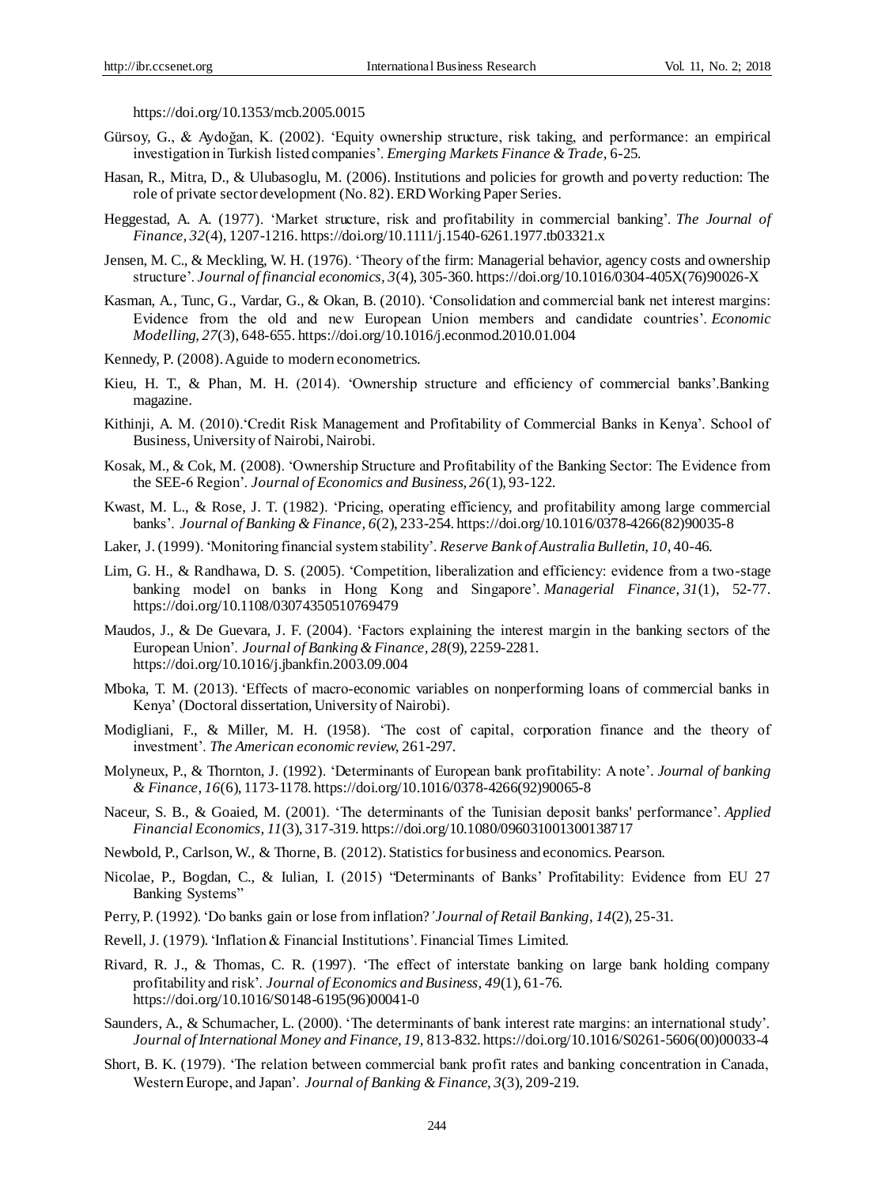https://doi.org/10.1353/mcb.2005.0015

Gürsoy, G., & Aydoğan, K. (2002). 'Equity ownership structure, risk taking, and performance: an empirical investigation in Turkish listed companies'. *Emerging Markets Finance & Trade,* 6-25.

Hasan, R., Mitra, D., & Ulubasoglu, M. (2006). Institutions and policies for growth and poverty reduction: The role of private sector development (No. 82). ERD Working Paper Series.

Heggestad, A. A. (1977). 'Market structure, risk and profitability in commercial banking'. *The Journal of Finance, 32*(4), 1207-1216. https://doi.org/10.1111/j.1540-6261.1977.tb03321.x

Jensen, M. C., & Meckling, W. H. (1976). 'Theory of the firm: Managerial behavior, agency costs and ownership structure'. *Journal of financial economics, 3*(4), 305-360. https://doi.org/10.1016/0304-405X(76)90026-X

Kasman, A., Tunc, G., Vardar, G., & Okan, B. (2010). 'Consolidation and commercial bank net interest margins: Evidence from the old and new European Union members and candidate countries'. *Economic Modelling, 27*(3), 648-655. https://doi.org/10.1016/j.econmod.2010.01.004

Kennedy, P. (2008). A guide to modern econometrics.

Kieu, H. T., & Phan, M. H. (2014). 'Ownership structure and efficiency of commercial banks'.Banking magazine.

Kithinji, A. M. (2010).'Credit Risk Management and Profitability of Commercial Banks in Kenya'. School of Business, University of Nairobi, Nairobi.

Kosak, M., & Cok, M. (2008). 'Ownership Structure and Profitability of the Banking Sector: The Evidence from the SEE-6 Region'. *Journal of Economics and Business, 26*(1), 93-122.

Kwast, M. L., & Rose, J. T. (1982). 'Pricing, operating efficiency, and profitability among large commercial banks'. *Journal of Banking & Finance, 6*(2), 233-254. https://doi.org/10.1016/0378-4266(82)90035-8

Laker, J. (1999). 'Monitoring financial system stability'. *Reserve Bank of Australia Bulletin, 10,* 40-46.

Lim, G. H., & Randhawa, D. S. (2005). 'Competition, liberalization and efficiency: evidence from a two-stage banking model on banks in Hong Kong and Singapore'. *Managerial Finance, 31*(1), 52-77. https://doi.org/10.1108/03074350510769479

Maudos, J., & De Guevara, J. F. (2004). 'Factors explaining the interest margin in the banking sectors of the European Union'. *Journal of Banking & Finance, 28*(9), 2259-2281. https://doi.org/10.1016/j.jbankfin.2003.09.004

Mboka, T. M. (2013). 'Effects of macro-economic variables on nonperforming loans of commercial banks in Kenya' (Doctoral dissertation, University of Nairobi).

Modigliani, F., & Miller, M. H. (1958). 'The cost of capital, corporation finance and the theory of investment'. *The American economic review,* 261-297.

Molyneux, P., & Thornton, J. (1992). 'Determinants of European bank profitability: A note'. *Journal of banking & Finance, 16*(6), 1173-1178. https://doi.org/10.1016/0378-4266(92)90065-8

Naceur, S. B., & Goaied, M. (2001). 'The determinants of the Tunisian deposit banks' performance'. *Applied Financial Economics, 11*(3), 317-319. https://doi.org/10.1080/096031001300138717

Newbold, P., Carlson, W., & Thorne, B. (2012). Statistics for business and economics. Pearson.

Nicolae, P., Bogdan, C., & Iulian, I. (2015) "Determinants of Banks' Profitability: Evidence from EU 27 Banking Systems"

Perry, P. (1992). 'Do banks gain or lose from inflation?' *Journal of Retail Banking, 14*(2), 25-31.

Revell, J. (1979). 'Inflation & Financial Institutions'. Financial Times Limited.

Rivard, R. J., & Thomas, C. R. (1997). 'The effect of interstate banking on large bank holding company profitability and risk'. *Journal of Economics and Business, 49*(1), 61-76. https://doi.org/10.1016/S0148-6195(96)00041-0

Saunders, A., & Schumacher, L. (2000). 'The determinants of bank interest rate margins: an international study'. *Journal of International Money and Finance, 19,* 813-832. https://doi.org/10.1016/S0261-5606(00)00033-4

Short, B. K. (1979). 'The relation between commercial bank profit rates and banking concentration in Canada, Western Europe, and Japan'. *Journal of Banking & Finance, 3*(3), 209-219.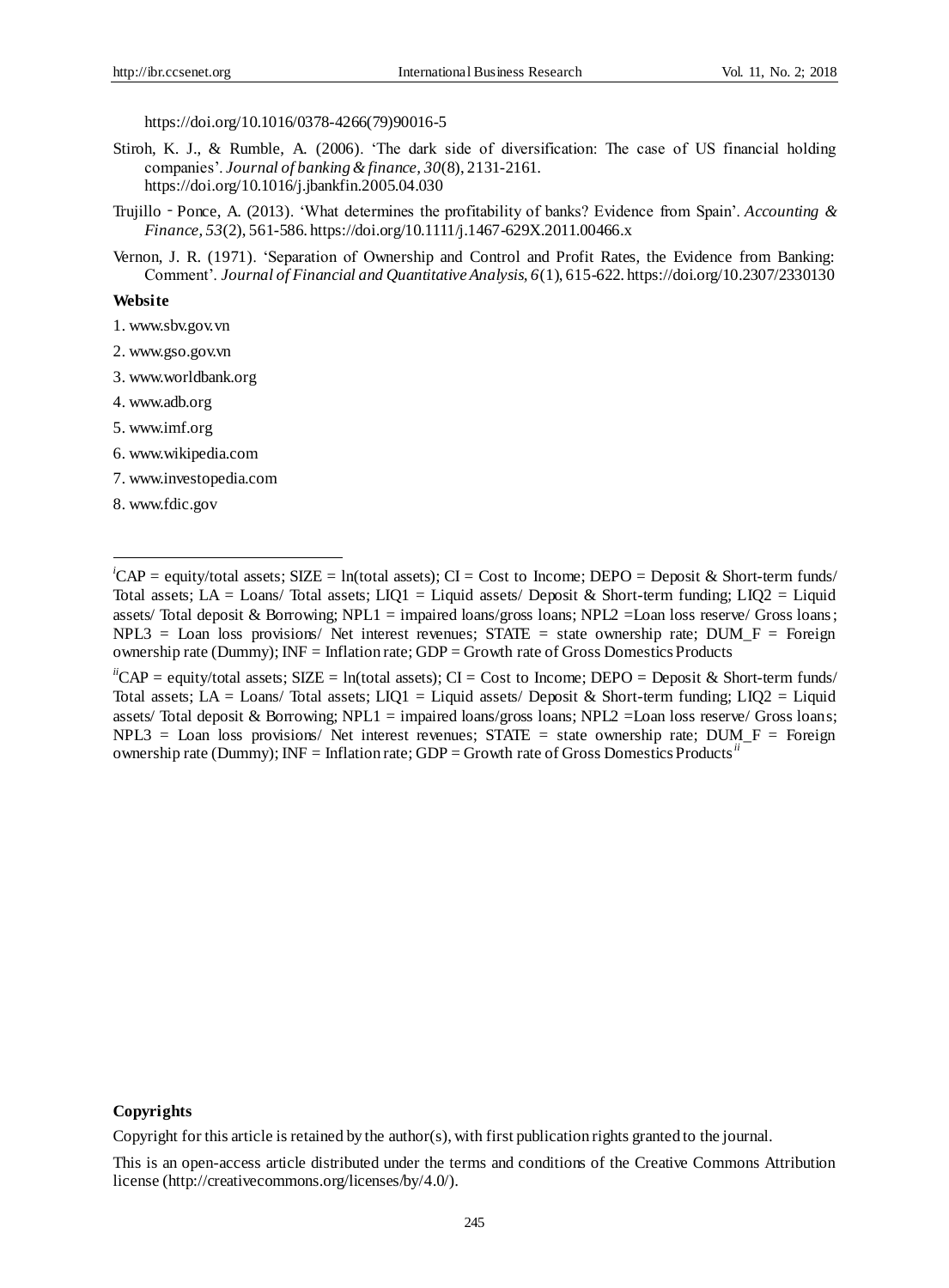https://doi.org/10.1016/0378-4266(79)90016-5

Stiroh, K. J., & Rumble, A. (2006). 'The dark side of diversification: The case of US financial holding companies'. *Journal of banking & finance, 30*(8), 2131-2161. https://doi.org/10.1016/j.jbankfin.2005.04.030

Trujillo - Ponce, A. (2013). 'What determines the profitability of banks? Evidence from Spain'. *Accounting & Finance, 53*(2), 561-586. https://doi.org/10.1111/j.1467-629X.2011.00466.x

Vernon, J. R. (1971). 'Separation of Ownership and Control and Profit Rates, the Evidence from Banking: Comment'. *Journal of Financial and Quantitative Analysis, 6*(1), 615-622. https://doi.org/10.2307/2330130

**Website**

1. www.sbv.gov.vn
2. www.gso.gov.vn
3. www.worldbank.org
4. www.adb.org
5. www.imf.org
6. www.wikipedia.com
7. www.investopedia.com
8. www.fdic.gov

---

[i] CAP = equity/total assets; SIZE = ln(total assets); CI = Cost to Income; DEPO = Deposit & Short-term funds/ Total assets; LA = Loans/ Total assets; LIQ1 = Liquid assets/ Deposit & Short-term funding; LIQ2 = Liquid assets/ Total deposit & Borrowing; NPL1 = impaired loans/gross loans; NPL2 =Loan loss reserve/ Gross loans; NPL3 = Loan loss provisions/ Net interest revenues; STATE = state ownership rate; DUM_F = Foreign ownership rate (Dummy); INF = Inflation rate; GDP = Growth rate of Gross Domestics Products

[ii] CAP = equity/total assets; SIZE = ln(total assets); CI = Cost to Income; DEPO = Deposit & Short-term funds/ Total assets; LA = Loans/ Total assets; LIQ1 = Liquid assets/ Deposit & Short-term funding; LIQ2 = Liquid assets/ Total deposit & Borrowing; NPL1 = impaired loans/gross loans; NPL2 =Loan loss reserve/ Gross loans; NPL3 = Loan loss provisions/ Net interest revenues; STATE = state ownership rate; DUM_F = Foreign ownership rate (Dummy); INF = Inflation rate; GDP = Growth rate of Gross Domestics Products[ii]

**Copyrights**

Copyright for this article is retained by the author(s), with first publication rights granted to the journal.

This is an open-access article distributed under the terms and conditions of the Creative Commons Attribution license (http://creativecommons.org/licenses/by/4.0/).